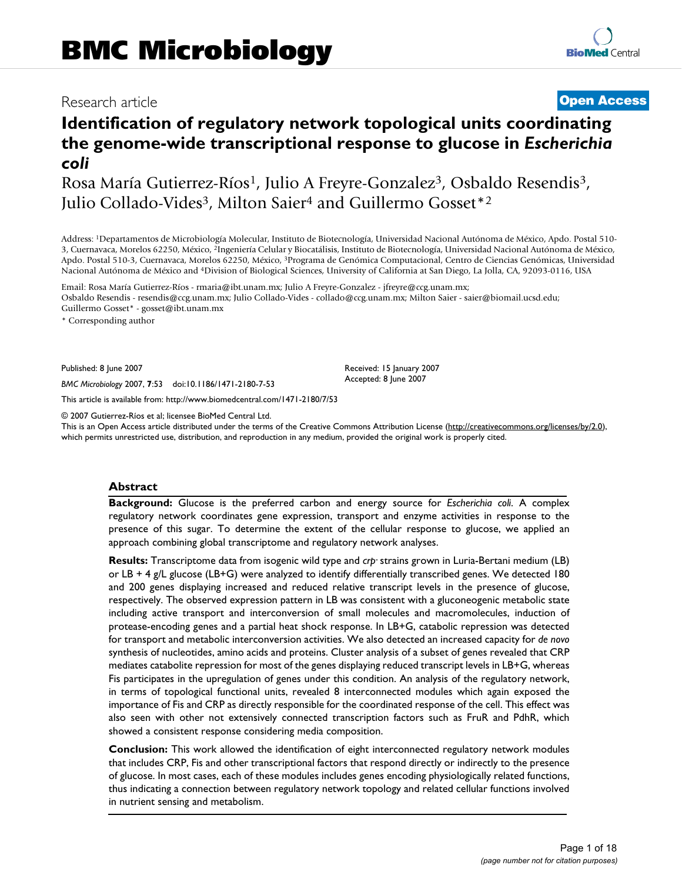# BMC Microbiology

Research article

**Open Access**

# Identification of regulatory network topological units coordinating the genome-wide transcriptional response to glucose in *Escherichia coli*

Rosa María Gutierrez-Ríos[1], Julio A Freyre-Gonzalez[3], Osbaldo Resendis[3], Julio Collado-Vides[3], Milton Saier[4] and Guillermo Gosset*[2]

Address: [1]Departamentos de Microbiología Molecular, Instituto de Biotecnología, Universidad Nacional Autónoma de México, Apdo. Postal 510-3, Cuernavaca, Morelos 62250, México, [2]Ingeniería Celular y Biocatálisis, Instituto de Biotecnología, Universidad Nacional Autónoma de México, Apdo. Postal 510-3, Cuernavaca, Morelos 62250, México, [3]Programa de Genómica Computacional, Centro de Ciencias Genómicas, Universidad Nacional Autónoma de México and [4]Division of Biological Sciences, University of California at San Diego, La Jolla, CA, 92093-0116, USA

Email: Rosa María Gutierrez-Ríos - rmaria@ibt.unam.mx; Julio A Freyre-Gonzalez - jfreyre@ccg.unam.mx; Osbaldo Resendis - resendis@ccg.unam.mx; Julio Collado-Vides - collado@ccg.unam.mx; Milton Saier - saier@biomail.ucsd.edu; Guillermo Gosset* - gosset@ibt.unam.mx

\* Corresponding author

Published: 8 June 2007

*BMC Microbiology* 2007, **7**:53 doi:10.1186/1471-2180-7-53

Received: 15 January 2007
Accepted: 8 June 2007

This article is available from: http://www.biomedcentral.com/1471-2180/7/53

© 2007 Gutierrez-Ríos et al; licensee BioMed Central Ltd.
This is an Open Access article distributed under the terms of the Creative Commons Attribution License (http://creativecommons.org/licenses/by/2.0), which permits unrestricted use, distribution, and reproduction in any medium, provided the original work is properly cited.

## Abstract

**Background:** Glucose is the preferred carbon and energy source for *Escherichia coli*. A complex regulatory network coordinates gene expression, transport and enzyme activities in response to the presence of this sugar. To determine the extent of the cellular response to glucose, we applied an approach combining global transcriptome and regulatory network analyses.

**Results:** Transcriptome data from isogenic wild type and *crp*[-] strains grown in Luria-Bertani medium (LB) or LB + 4 g/L glucose (LB+G) were analyzed to identify differentially transcribed genes. We detected 180 and 200 genes displaying increased and reduced relative transcript levels in the presence of glucose, respectively. The observed expression pattern in LB was consistent with a gluconeogenic metabolic state including active transport and interconversion of small molecules and macromolecules, induction of protease-encoding genes and a partial heat shock response. In LB+G, catabolic repression was detected for transport and metabolic interconversion activities. We also detected an increased capacity for *de novo* synthesis of nucleotides, amino acids and proteins. Cluster analysis of a subset of genes revealed that CRP mediates catabolite repression for most of the genes displaying reduced transcript levels in LB+G, whereas Fis participates in the upregulation of genes under this condition. An analysis of the regulatory network, in terms of topological functional units, revealed 8 interconnected modules which again exposed the importance of Fis and CRP as directly responsible for the coordinated response of the cell. This effect was also seen with other not extensively connected transcription factors such as FruR and PdhR, which showed a consistent response considering media composition.

**Conclusion:** This work allowed the identification of eight interconnected regulatory network modules that includes CRP, Fis and other transcriptional factors that respond directly or indirectly to the presence of glucose. In most cases, each of these modules includes genes encoding physiologically related functions, thus indicating a connection between regulatory network topology and related cellular functions involved in nutrient sensing and metabolism.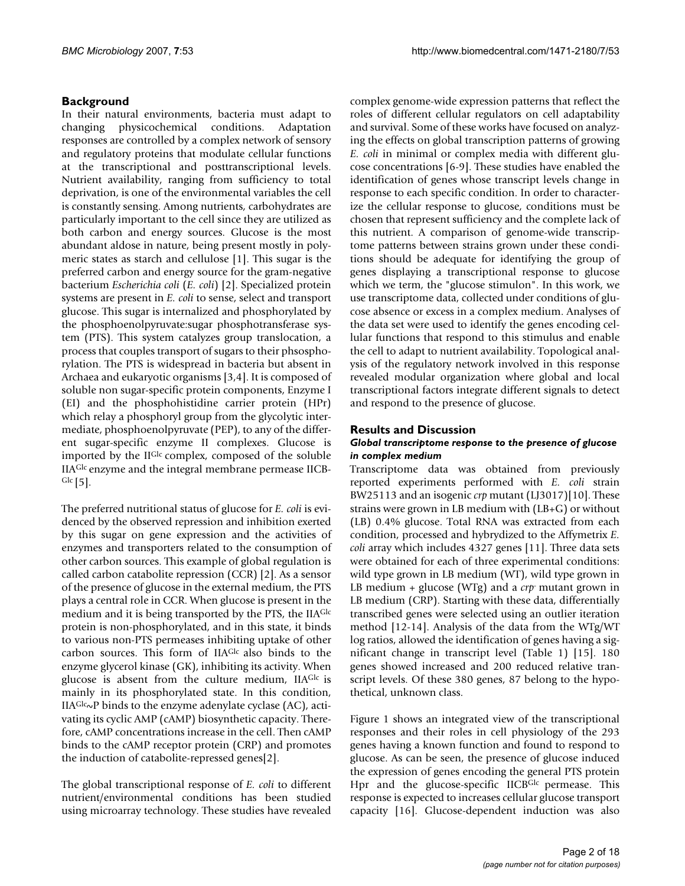## Background

In their natural environments, bacteria must adapt to changing physicochemical conditions. Adaptation responses are controlled by a complex network of sensory and regulatory proteins that modulate cellular functions at the transcriptional and posttranscriptional levels. Nutrient availability, ranging from sufficiency to total deprivation, is one of the environmental variables the cell is constantly sensing. Among nutrients, carbohydrates are particularly important to the cell since they are utilized as both carbon and energy sources. Glucose is the most abundant aldose in nature, being present mostly in polymeric states as starch and cellulose [1]. This sugar is the preferred carbon and energy source for the gram-negative bacterium *Escherichia coli* (*E. coli*) [2]. Specialized protein systems are present in *E. coli* to sense, select and transport glucose. This sugar is internalized and phosphorylated by the phosphoenolpyruvate:sugar phosphotransferase system (PTS). This system catalyzes group translocation, a process that couples transport of sugars to their phsosphorylation. The PTS is widespread in bacteria but absent in Archaea and eukaryotic organisms [3,4]. It is composed of soluble non sugar-specific protein components, Enzyme I (EI) and the phosphohistidine carrier protein (HPr) which relay a phosphoryl group from the glycolytic intermediate, phosphoenolpyruvate (PEP), to any of the different sugar-specific enzyme II complexes. Glucose is imported by the $II^{Glc}$ complex, composed of the soluble $IIA^{Glc}$ enzyme and the integral membrane permease $IICB^{Glc}$ [5].

The preferred nutritional status of glucose for *E. coli* is evidenced by the observed repression and inhibition exerted by this sugar on gene expression and the activities of enzymes and transporters related to the consumption of other carbon sources. This example of global regulation is called carbon catabolite repression (CCR) [2]. As a sensor of the presence of glucose in the external medium, the PTS plays a central role in CCR. When glucose is present in the medium and it is being transported by the PTS, the $IIA^{Glc}$ protein is non-phosphorylated, and in this state, it binds to various non-PTS permeases inhibiting uptake of other carbon sources. This form of $IIA^{Glc}$ also binds to the enzyme glycerol kinase (GK), inhibiting its activity. When glucose is absent from the culture medium, $IIA^{Glc}$ is mainly in its phosphorylated state. In this condition, $IIA^{Glc}{\sim}P$ binds to the enzyme adenylate cyclase (AC), activating its cyclic AMP (cAMP) biosynthetic capacity. Therefore, cAMP concentrations increase in the cell. Then cAMP binds to the cAMP receptor protein (CRP) and promotes the induction of catabolite-repressed genes[2].

The global transcriptional response of *E. coli* to different nutrient/environmental conditions has been studied using microarray technology. These studies have revealed complex genome-wide expression patterns that reflect the roles of different cellular regulators on cell adaptability and survival. Some of these works have focused on analyzing the effects on global transcription patterns of growing *E. coli* in minimal or complex media with different glucose concentrations [6-9]. These studies have enabled the identification of genes whose transcript levels change in response to each specific condition. In order to characterize the cellular response to glucose, conditions must be chosen that represent sufficiency and the complete lack of this nutrient. A comparison of genome-wide transcriptome patterns between strains grown under these conditions should be adequate for identifying the group of genes displaying a transcriptional response to glucose which we term, the "glucose stimulon". In this work, we use transcriptome data, collected under conditions of glucose absence or excess in a complex medium. Analyses of the data set were used to identify the genes encoding cellular functions that respond to this stimulus and enable the cell to adapt to nutrient availability. Topological analysis of the regulatory network involved in this response revealed modular organization where global and local transcriptional factors integrate different signals to detect and respond to the presence of glucose.

## Results and Discussion

### *Global transcriptome response to the presence of glucose in complex medium*

Transcriptome data was obtained from previously reported experiments performed with *E. coli* strain BW25113 and an isogenic *crp* mutant (LJ3017)[10]. These strains were grown in LB medium with (LB+G) or without (LB) 0.4% glucose. Total RNA was extracted from each condition, processed and hybridyzed to the Affymetrix *E. coli* array which includes 4327 genes [11]. Three data sets were obtained for each of three experimental conditions: wild type grown in LB medium (WT), wild type grown in LB medium + glucose (WTg) and a *crp*$^{-}$ mutant grown in LB medium (CRP). Starting with these data, differentially transcribed genes were selected using an outlier iteration method [12-14]. Analysis of the data from the WTg/WT log ratios, allowed the identification of genes having a significant change in transcript level (Table 1) [15]. 180 genes showed increased and 200 reduced relative transcript levels. Of these 380 genes, 87 belong to the hypothetical, unknown class.

Figure 1 shows an integrated view of the transcriptional responses and their roles in cell physiology of the 293 genes having a known function and found to respond to glucose. As can be seen, the presence of glucose induced the expression of genes encoding the general PTS protein Hpr and the glucose-specific $IICB^{Glc}$ permease. This response is expected to increases cellular glucose transport capacity [16]. Glucose-dependent induction was also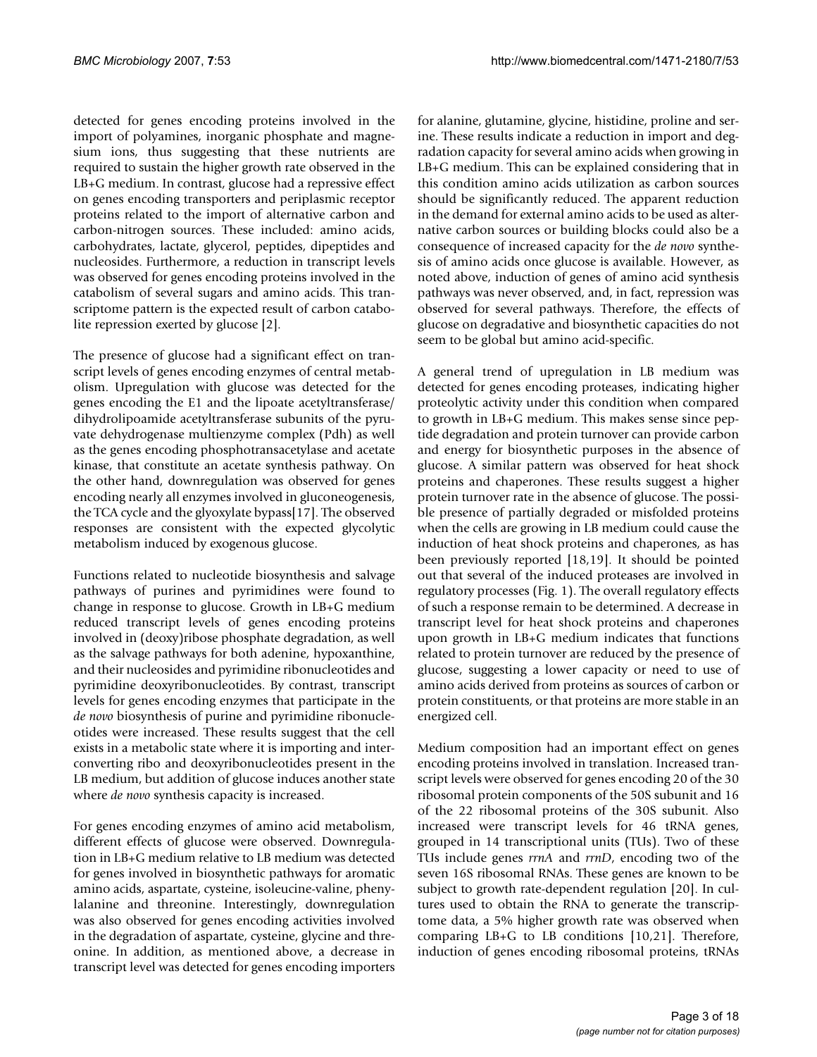detected for genes encoding proteins involved in the import of polyamines, inorganic phosphate and magnesium ions, thus suggesting that these nutrients are required to sustain the higher growth rate observed in the LB+G medium. In contrast, glucose had a repressive effect on genes encoding transporters and periplasmic receptor proteins related to the import of alternative carbon and carbon-nitrogen sources. These included: amino acids, carbohydrates, lactate, glycerol, peptides, dipeptides and nucleosides. Furthermore, a reduction in transcript levels was observed for genes encoding proteins involved in the catabolism of several sugars and amino acids. This transcriptome pattern is the expected result of carbon catabolite repression exerted by glucose [2].

The presence of glucose had a significant effect on transcript levels of genes encoding enzymes of central metabolism. Upregulation with glucose was detected for the genes encoding the E1 and the lipoate acetyltransferase/ dihydrolipoamide acetyltransferase subunits of the pyruvate dehydrogenase multienzyme complex (Pdh) as well as the genes encoding phosphotransacetylase and acetate kinase, that constitute an acetate synthesis pathway. On the other hand, downregulation was observed for genes encoding nearly all enzymes involved in gluconeogenesis, the TCA cycle and the glyoxylate bypass[17]. The observed responses are consistent with the expected glycolytic metabolism induced by exogenous glucose.

Functions related to nucleotide biosynthesis and salvage pathways of purines and pyrimidines were found to change in response to glucose. Growth in LB+G medium reduced transcript levels of genes encoding proteins involved in (deoxy)ribose phosphate degradation, as well as the salvage pathways for both adenine, hypoxanthine, and their nucleosides and pyrimidine ribonucleotides and pyrimidine deoxyribonucleotides. By contrast, transcript levels for genes encoding enzymes that participate in the *de novo* biosynthesis of purine and pyrimidine ribonucleotides were increased. These results suggest that the cell exists in a metabolic state where it is importing and interconverting ribo and deoxyribonucleotides present in the LB medium, but addition of glucose induces another state where *de novo* synthesis capacity is increased.

For genes encoding enzymes of amino acid metabolism, different effects of glucose were observed. Downregulation in LB+G medium relative to LB medium was detected for genes involved in biosynthetic pathways for aromatic amino acids, aspartate, cysteine, isoleucine-valine, phenylalanine and threonine. Interestingly, downregulation was also observed for genes encoding activities involved in the degradation of aspartate, cysteine, glycine and threonine. In addition, as mentioned above, a decrease in transcript level was detected for genes encoding importers for alanine, glutamine, glycine, histidine, proline and serine. These results indicate a reduction in import and degradation capacity for several amino acids when growing in LB+G medium. This can be explained considering that in this condition amino acids utilization as carbon sources should be significantly reduced. The apparent reduction in the demand for external amino acids to be used as alternative carbon sources or building blocks could also be a consequence of increased capacity for the *de novo* synthesis of amino acids once glucose is available. However, as noted above, induction of genes of amino acid synthesis pathways was never observed, and, in fact, repression was observed for several pathways. Therefore, the effects of glucose on degradative and biosynthetic capacities do not seem to be global but amino acid-specific.

A general trend of upregulation in LB medium was detected for genes encoding proteases, indicating higher proteolytic activity under this condition when compared to growth in LB+G medium. This makes sense since peptide degradation and protein turnover can provide carbon and energy for biosynthetic purposes in the absence of glucose. A similar pattern was observed for heat shock proteins and chaperones. These results suggest a higher protein turnover rate in the absence of glucose. The possible presence of partially degraded or misfolded proteins when the cells are growing in LB medium could cause the induction of heat shock proteins and chaperones, as has been previously reported [18,19]. It should be pointed out that several of the induced proteases are involved in regulatory processes (Fig. 1). The overall regulatory effects of such a response remain to be determined. A decrease in transcript level for heat shock proteins and chaperones upon growth in LB+G medium indicates that functions related to protein turnover are reduced by the presence of glucose, suggesting a lower capacity or need to use of amino acids derived from proteins as sources of carbon or protein constituents, or that proteins are more stable in an energized cell.

Medium composition had an important effect on genes encoding proteins involved in translation. Increased transcript levels were observed for genes encoding 20 of the 30 ribosomal protein components of the 50S subunit and 16 of the 22 ribosomal proteins of the 30S subunit. Also increased were transcript levels for 46 tRNA genes, grouped in 14 transcriptional units (TUs). Two of these TUs include genes *rrnA* and *rrnD*, encoding two of the seven 16S ribosomal RNAs. These genes are known to be subject to growth rate-dependent regulation [20]. In cultures used to obtain the RNA to generate the transcriptome data, a 5% higher growth rate was observed when comparing LB+G to LB conditions [10,21]. Therefore, induction of genes encoding ribosomal proteins, tRNAs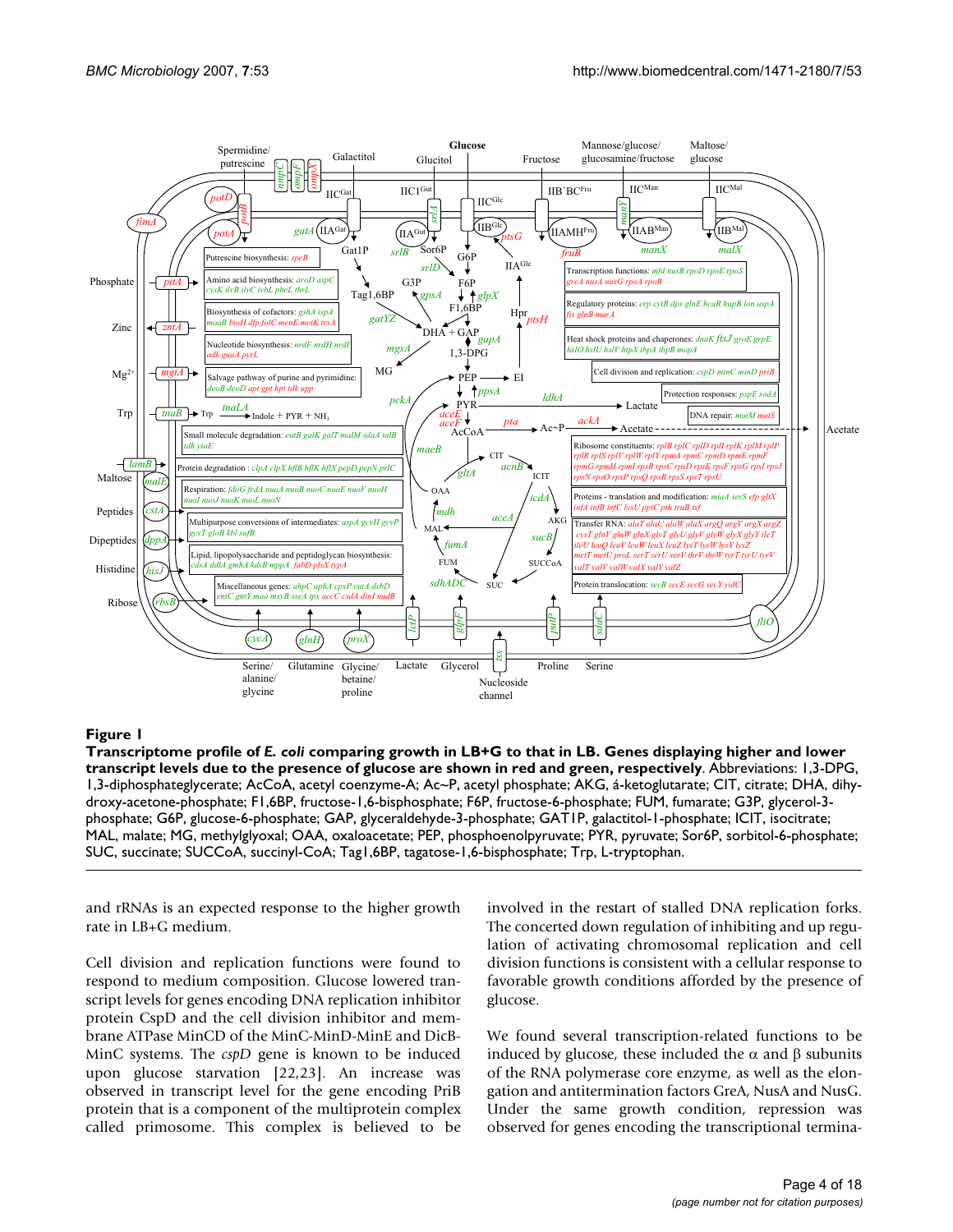**Figure 1**

**Transcriptome profile of *E. coli* comparing growth in LB+G to that in LB. Genes displaying higher and lower transcript levels due to the presence of glucose are shown in red and green, respectively**. Abbreviations: 1,3-DPG, 1,3-diphosphateglycerate; AcCoA, acetyl coenzyme-A; Ac~P, acetyl phosphate; AKG, á-ketoglutarate; CIT, citrate; DHA, dihydroxy-acetone-phosphate; F1,6BP, fructose-1,6-bisphosphate; F6P, fructose-6-phosphate; FUM, fumarate; G3P, glycerol-3-phosphate; G6P, glucose-6-phosphate; GAP, glyceraldehyde-3-phosphate; GAT1P, galactitol-1-phosphate; ICIT, isocitrate; MAL, malate; MG, methylglyoxal; OAA, oxaloacetate; PEP, phosphoenolpyruvate; PYR, pyruvate; Sor6P, sorbitol-6-phosphate; SUC, succinate; SUCCoA, succinyl-CoA; Tag1,6BP, tagatose-1,6-bisphosphate; Trp, L-tryptophan.

and rRNAs is an expected response to the higher growth rate in LB+G medium.

Cell division and replication functions were found to respond to medium composition. Glucose lowered transcript levels for genes encoding DNA replication inhibitor protein CspD and the cell division inhibitor and membrane ATPase MinCD of the MinC-MinD-MinE and DicB-MinC systems. The *cspD* gene is known to be induced upon glucose starvation [22,23]. An increase was observed in transcript level for the gene encoding PriB protein that is a component of the multiprotein complex called primosome. This complex is believed to be involved in the restart of stalled DNA replication forks. The concerted down regulation of inhibiting and up regulation of activating chromosomal replication and cell division functions is consistent with a cellular response to favorable growth conditions afforded by the presence of glucose.

We found several transcription-related functions to be induced by glucose, these included the α and β subunits of the RNA polymerase core enzyme, as well as the elongation and antitermination factors GreA, NusA and NusG. Under the same growth condition, repression was observed for genes encoding the transcriptional termina-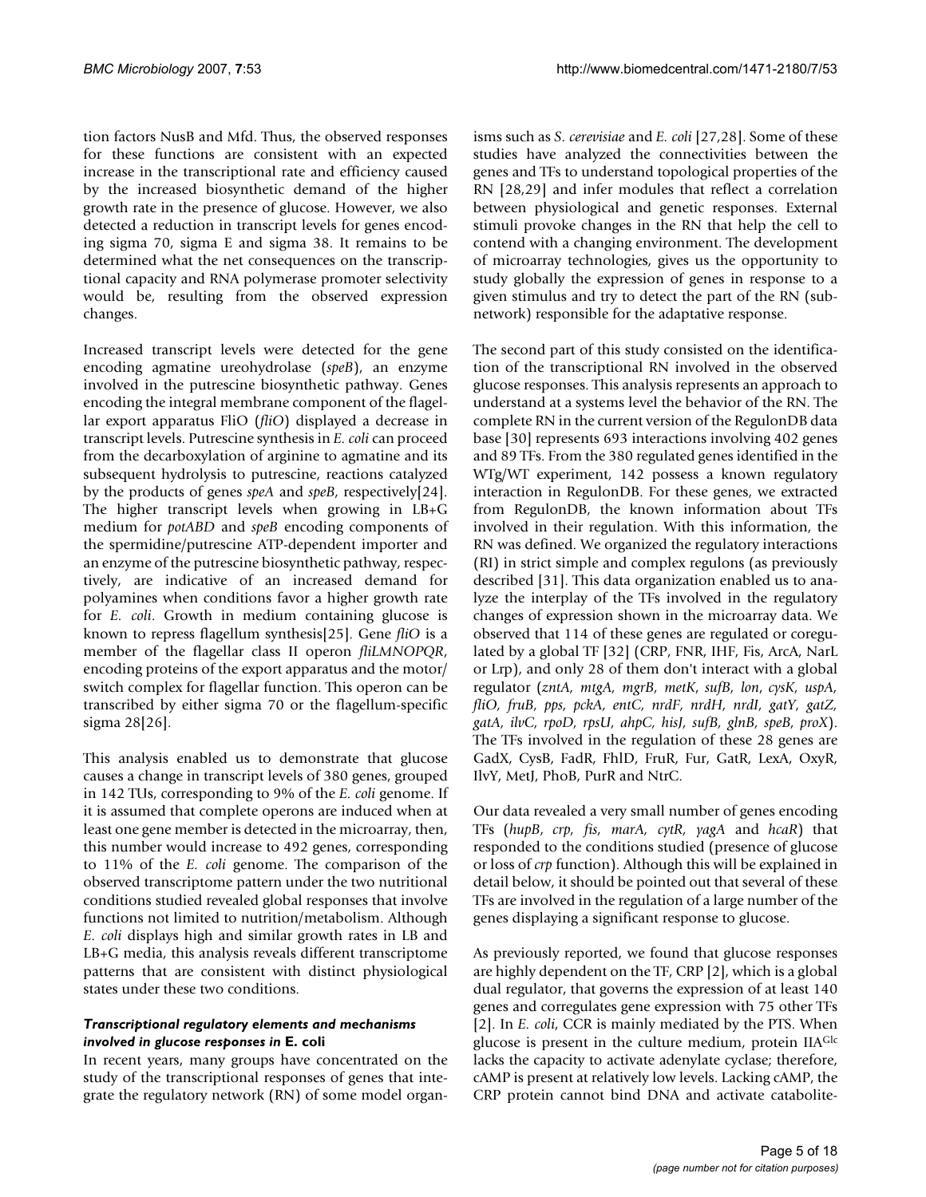tion factors NusB and Mfd. Thus, the observed responses for these functions are consistent with an expected increase in the transcriptional rate and efficiency caused by the increased biosynthetic demand of the higher growth rate in the presence of glucose. However, we also detected a reduction in transcript levels for genes encoding sigma 70, sigma E and sigma 38. It remains to be determined what the net consequences on the transcriptional capacity and RNA polymerase promoter selectivity would be, resulting from the observed expression changes.

Increased transcript levels were detected for the gene encoding agmatine ureohydrolase (*speB*), an enzyme involved in the putrescine biosynthetic pathway. Genes encoding the integral membrane component of the flagellar export apparatus FliO (*fliO*) displayed a decrease in transcript levels. Putrescine synthesis in *E. coli* can proceed from the decarboxylation of arginine to agmatine and its subsequent hydrolysis to putrescine, reactions catalyzed by the products of genes *speA* and *speB*, respectively[24]. The higher transcript levels when growing in LB+G medium for *potABD* and *speB* encoding components of the spermidine/putrescine ATP-dependent importer and an enzyme of the putrescine biosynthetic pathway, respectively, are indicative of an increased demand for polyamines when conditions favor a higher growth rate for *E. coli*. Growth in medium containing glucose is known to repress flagellum synthesis[25]. Gene *fliO* is a member of the flagellar class II operon *fliLMNOPQR*, encoding proteins of the export apparatus and the motor/switch complex for flagellar function. This operon can be transcribed by either sigma 70 or the flagellum-specific sigma 28[26].

This analysis enabled us to demonstrate that glucose causes a change in transcript levels of 380 genes, grouped in 142 TUs, corresponding to 9% of the *E. coli* genome. If it is assumed that complete operons are induced when at least one gene member is detected in the microarray, then, this number would increase to 492 genes, corresponding to 11% of the *E. coli* genome. The comparison of the observed transcriptome pattern under the two nutritional conditions studied revealed global responses that involve functions not limited to nutrition/metabolism. Although *E. coli* displays high and similar growth rates in LB and LB+G media, this analysis reveals different transcriptome patterns that are consistent with distinct physiological states under these two conditions.

### *Transcriptional regulatory elements and mechanisms involved in glucose responses in* E. coli

In recent years, many groups have concentrated on the study of the transcriptional responses of genes that integrate the regulatory network (RN) of some model organisms such as *S. cerevisiae* and *E. coli* [27,28]. Some of these studies have analyzed the connectivities between the genes and TFs to understand topological properties of the RN [28,29] and infer modules that reflect a correlation between physiological and genetic responses. External stimuli provoke changes in the RN that help the cell to contend with a changing environment. The development of microarray technologies, gives us the opportunity to study globally the expression of genes in response to a given stimulus and try to detect the part of the RN (subnetwork) responsible for the adaptative response.

The second part of this study consisted on the identification of the transcriptional RN involved in the observed glucose responses. This analysis represents an approach to understand at a systems level the behavior of the RN. The complete RN in the current version of the RegulonDB data base [30] represents 693 interactions involving 402 genes and 89 TFs. From the 380 regulated genes identified in the WTg/WT experiment, 142 possess a known regulatory interaction in RegulonDB. For these genes, we extracted from RegulonDB, the known information about TFs involved in their regulation. With this information, the RN was defined. We organized the regulatory interactions (RI) in strict simple and complex regulons (as previously described [31]. This data organization enabled us to analyze the interplay of the TFs involved in the regulatory changes of expression shown in the microarray data. We observed that 114 of these genes are regulated or coregulated by a global TF [32] (CRP, FNR, IHF, Fis, ArcA, NarL or Lrp), and only 28 of them don't interact with a global regulator (*zntA, mtgA, mgrB, metK, sufB, lon, cysK, uspA, fliO, fruB, pps, pckA, entC, nrdF, nrdH, nrdI, gatY, gatZ, gatA, ilvC, rpoD, rpsU, ahpC, hisJ, sufB, glnB, speB, proX*). The TFs involved in the regulation of these 28 genes are GadX, CysB, FadR, FhlD, FruR, Fur, GatR, LexA, OxyR, IlvY, MetJ, PhoB, PurR and NtrC.

Our data revealed a very small number of genes encoding TFs (*hupB, crp, fis, marA, cytR, yagA* and *hcaR*) that responded to the conditions studied (presence of glucose or loss of *crp* function). Although this will be explained in detail below, it should be pointed out that several of these TFs are involved in the regulation of a large number of the genes displaying a significant response to glucose.

As previously reported, we found that glucose responses are highly dependent on the TF, CRP [2], which is a global dual regulator, that governs the expression of at least 140 genes and corregulates gene expression with 75 other TFs [2]. In *E. coli*, CCR is mainly mediated by the PTS. When glucose is present in the culture medium, protein IIA$^{Glc}$ lacks the capacity to activate adenylate cyclase; therefore, cAMP is present at relatively low levels. Lacking cAMP, the CRP protein cannot bind DNA and activate catabolite-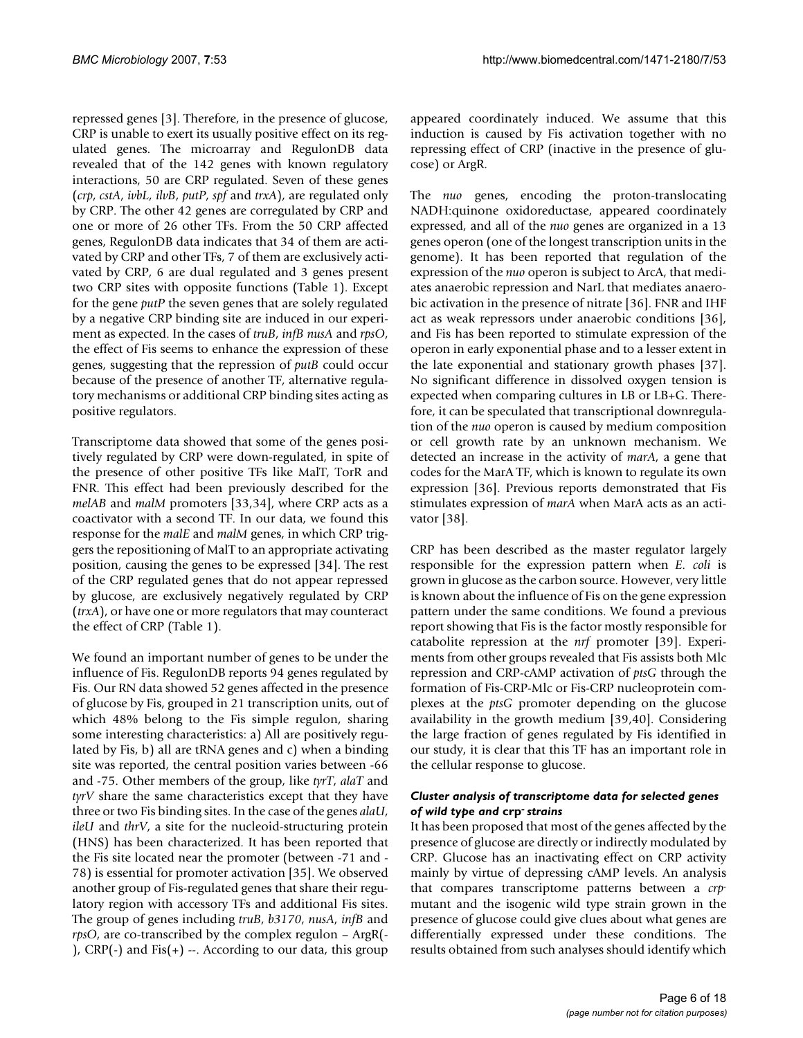repressed genes [3]. Therefore, in the presence of glucose, CRP is unable to exert its usually positive effect on its regulated genes. The microarray and RegulonDB data revealed that of the 142 genes with known regulatory interactions, 50 are CRP regulated. Seven of these genes (*crp*, *cstA*, *ivbL*, *ilvB*, *putP*, *spf* and *trxA*), are regulated only by CRP. The other 42 genes are corregulated by CRP and one or more of 26 other TFs. From the 50 CRP affected genes, RegulonDB data indicates that 34 of them are activated by CRP and other TFs, 7 of them are exclusively activated by CRP, 6 are dual regulated and 3 genes present two CRP sites with opposite functions (Table 1). Except for the gene *putP* the seven genes that are solely regulated by a negative CRP binding site are induced in our experiment as expected. In the cases of *truB*, *infB nusA* and *rpsO*, the effect of Fis seems to enhance the expression of these genes, suggesting that the repression of *putB* could occur because of the presence of another TF, alternative regulatory mechanisms or additional CRP binding sites acting as positive regulators.

Transcriptome data showed that some of the genes positively regulated by CRP were down-regulated, in spite of the presence of other positive TFs like MalT, TorR and FNR. This effect had been previously described for the *melAB* and *malM* promoters [33,34], where CRP acts as a coactivator with a second TF. In our data, we found this response for the *malE* and *malM* genes, in which CRP triggers the repositioning of MalT to an appropriate activating position, causing the genes to be expressed [34]. The rest of the CRP regulated genes that do not appear repressed by glucose, are exclusively negatively regulated by CRP (*trxA*), or have one or more regulators that may counteract the effect of CRP (Table 1).

We found an important number of genes to be under the influence of Fis. RegulonDB reports 94 genes regulated by Fis. Our RN data showed 52 genes affected in the presence of glucose by Fis, grouped in 21 transcription units, out of which 48% belong to the Fis simple regulon, sharing some interesting characteristics: a) All are positively regulated by Fis, b) all are tRNA genes and c) when a binding site was reported, the central position varies between -66 and -75. Other members of the group, like *tyrT*, *alaT* and *tyrV* share the same characteristics except that they have three or two Fis binding sites. In the case of the genes *alaU*, *ileU* and *thrV*, a site for the nucleoid-structuring protein (HNS) has been characterized. It has been reported that the Fis site located near the promoter (between -71 and -78) is essential for promoter activation [35]. We observed another group of Fis-regulated genes that share their regulatory region with accessory TFs and additional Fis sites. The group of genes including *truB*, *b3170*, *nusA*, *infB* and *rpsO*, are co-transcribed by the complex regulon – ArgR(-), CRP(-) and Fis(+) --. According to our data, this group appeared coordinately induced. We assume that this induction is caused by Fis activation together with no repressing effect of CRP (inactive in the presence of glucose) or ArgR.

The *nuo* genes, encoding the proton-translocating NADH:quinone oxidoreductase, appeared coordinately expressed, and all of the *nuo* genes are organized in a 13 genes operon (one of the longest transcription units in the genome). It has been reported that regulation of the expression of the *nuo* operon is subject to ArcA, that mediates anaerobic repression and NarL that mediates anaerobic activation in the presence of nitrate [36]. FNR and IHF act as weak repressors under anaerobic conditions [36], and Fis has been reported to stimulate expression of the operon in early exponential phase and to a lesser extent in the late exponential and stationary growth phases [37]. No significant difference in dissolved oxygen tension is expected when comparing cultures in LB or LB+G. Therefore, it can be speculated that transcriptional downregulation of the *nuo* operon is caused by medium composition or cell growth rate by an unknown mechanism. We detected an increase in the activity of *marA*, a gene that codes for the MarA TF, which is known to regulate its own expression [36]. Previous reports demonstrated that Fis stimulates expression of *marA* when MarA acts as an activator [38].

CRP has been described as the master regulator largely responsible for the expression pattern when *E. coli* is grown in glucose as the carbon source. However, very little is known about the influence of Fis on the gene expression pattern under the same conditions. We found a previous report showing that Fis is the factor mostly responsible for catabolite repression at the *nrf* promoter [39]. Experiments from other groups revealed that Fis assists both Mlc repression and CRP-cAMP activation of *ptsG* through the formation of Fis-CRP-Mlc or Fis-CRP nucleoprotein complexes at the *ptsG* promoter depending on the glucose availability in the growth medium [39,40]. Considering the large fraction of genes regulated by Fis identified in our study, it is clear that this TF has an important role in the cellular response to glucose.

#### *Cluster analysis of transcriptome data for selected genes of wild type and crp⁻ strains*

It has been proposed that most of the genes affected by the presence of glucose are directly or indirectly modulated by CRP. Glucose has an inactivating effect on CRP activity mainly by virtue of depressing cAMP levels. An analysis that compares transcriptome patterns between a *crp*⁻ mutant and the isogenic wild type strain grown in the presence of glucose could give clues about what genes are differentially expressed under these conditions. The results obtained from such analyses should identify which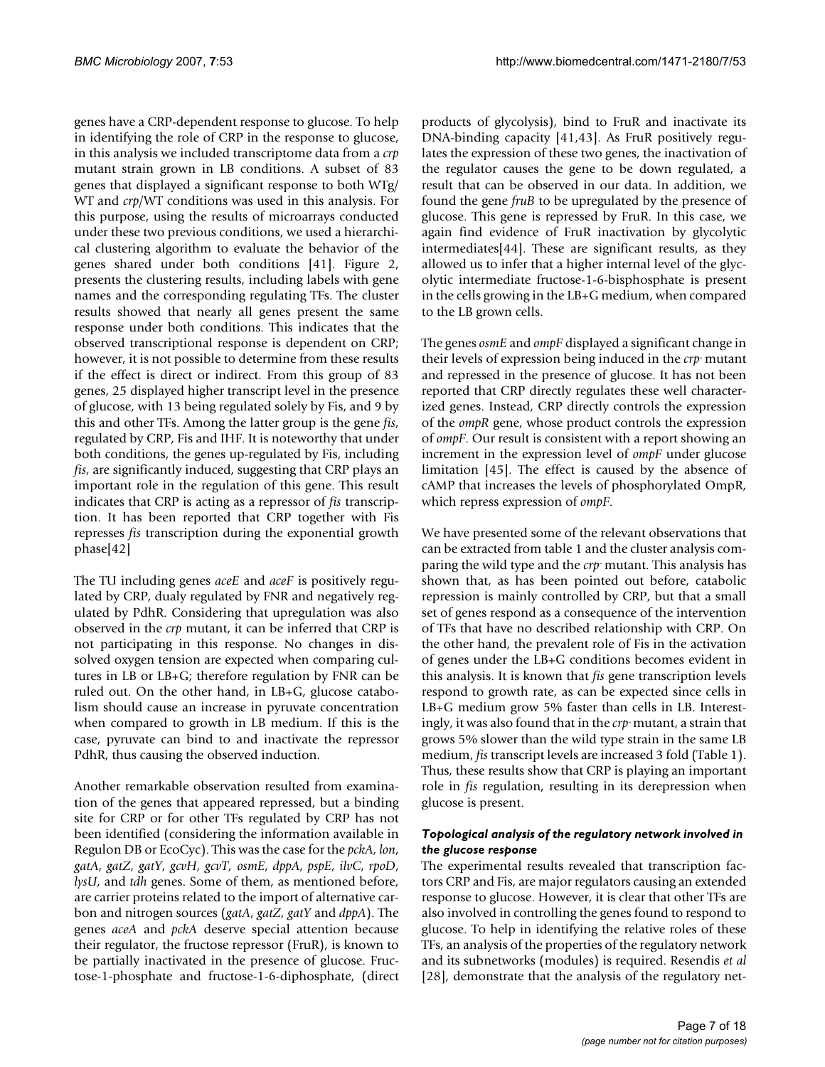genes have a CRP-dependent response to glucose. To help in identifying the role of CRP in the response to glucose, in this analysis we included transcriptome data from a *crp* mutant strain grown in LB conditions. A subset of 83 genes that displayed a significant response to both WTg/WT and *crp*/WT conditions was used in this analysis. For this purpose, using the results of microarrays conducted under these two previous conditions, we used a hierarchical clustering algorithm to evaluate the behavior of the genes shared under both conditions [41]. Figure 2, presents the clustering results, including labels with gene names and the corresponding regulating TFs. The cluster results showed that nearly all genes present the same response under both conditions. This indicates that the observed transcriptional response is dependent on CRP; however, it is not possible to determine from these results if the effect is direct or indirect. From this group of 83 genes, 25 displayed higher transcript level in the presence of glucose, with 13 being regulated solely by Fis, and 9 by this and other TFs. Among the latter group is the gene *fis*, regulated by CRP, Fis and IHF. It is noteworthy that under both conditions, the genes up-regulated by Fis, including *fis*, are significantly induced, suggesting that CRP plays an important role in the regulation of this gene. This result indicates that CRP is acting as a repressor of *fis* transcription. It has been reported that CRP together with Fis represses *fis* transcription during the exponential growth phase[42]

The TU including genes *aceE* and *aceF* is positively regulated by CRP, dualy regulated by FNR and negatively regulated by PdhR. Considering that upregulation was also observed in the *crp* mutant, it can be inferred that CRP is not participating in this response. No changes in dissolved oxygen tension are expected when comparing cultures in LB or LB+G; therefore regulation by FNR can be ruled out. On the other hand, in LB+G, glucose catabolism should cause an increase in pyruvate concentration when compared to growth in LB medium. If this is the case, pyruvate can bind to and inactivate the repressor PdhR, thus causing the observed induction.

Another remarkable observation resulted from examination of the genes that appeared repressed, but a binding site for CRP or for other TFs regulated by CRP has not been identified (considering the information available in Regulon DB or EcoCyc). This was the case for the *pckA*, *lon*, *gatA*, *gatZ*, *gatY*, *gcvH*, *gcvT*, *osmE*, *dppA*, *pspE*, *ilvC*, *rpoD*, *lysU*, and *tdh* genes. Some of them, as mentioned before, are carrier proteins related to the import of alternative carbon and nitrogen sources (*gatA*, *gatZ*, *gatY* and *dppA*). The genes *aceA* and *pckA* deserve special attention because their regulator, the fructose repressor (FruR), is known to be partially inactivated in the presence of glucose. Fructose-1-phosphate and fructose-1-6-diphosphate, (direct products of glycolysis), bind to FruR and inactivate its DNA-binding capacity [41,43]. As FruR positively regulates the expression of these two genes, the inactivation of the regulator causes the gene to be down regulated, a result that can be observed in our data. In addition, we found the gene *fruB* to be upregulated by the presence of glucose. This gene is repressed by FruR. In this case, we again find evidence of FruR inactivation by glycolytic intermediates[44]. These are significant results, as they allowed us to infer that a higher internal level of the glycolytic intermediate fructose-1-6-bisphosphate is present in the cells growing in the LB+G medium, when compared to the LB grown cells.

The genes *osmE* and *ompF* displayed a significant change in their levels of expression being induced in the *crp*- mutant and repressed in the presence of glucose. It has not been reported that CRP directly regulates these well characterized genes. Instead, CRP directly controls the expression of the *ompR* gene, whose product controls the expression of *ompF*. Our result is consistent with a report showing an increment in the expression level of *ompF* under glucose limitation [45]. The effect is caused by the absence of cAMP that increases the levels of phosphorylated OmpR, which repress expression of *ompF*.

We have presented some of the relevant observations that can be extracted from table 1 and the cluster analysis comparing the wild type and the *crp*- mutant. This analysis has shown that, as has been pointed out before, catabolic repression is mainly controlled by CRP, but that a small set of genes respond as a consequence of the intervention of TFs that have no described relationship with CRP. On the other hand, the prevalent role of Fis in the activation of genes under the LB+G conditions becomes evident in this analysis. It is known that *fis* gene transcription levels respond to growth rate, as can be expected since cells in LB+G medium grow 5% faster than cells in LB. Interestingly, it was also found that in the *crp*- mutant, a strain that grows 5% slower than the wild type strain in the same LB medium, *fis* transcript levels are increased 3 fold (Table 1). Thus, these results show that CRP is playing an important role in *fis* regulation, resulting in its derepression when glucose is present.

### *Topological analysis of the regulatory network involved in the glucose response*

The experimental results revealed that transcription factors CRP and Fis, are major regulators causing an extended response to glucose. However, it is clear that other TFs are also involved in controlling the genes found to respond to glucose. To help in identifying the relative roles of these TFs, an analysis of the properties of the regulatory network and its subnetworks (modules) is required. Resendis *et al* [28], demonstrate that the analysis of the regulatory net-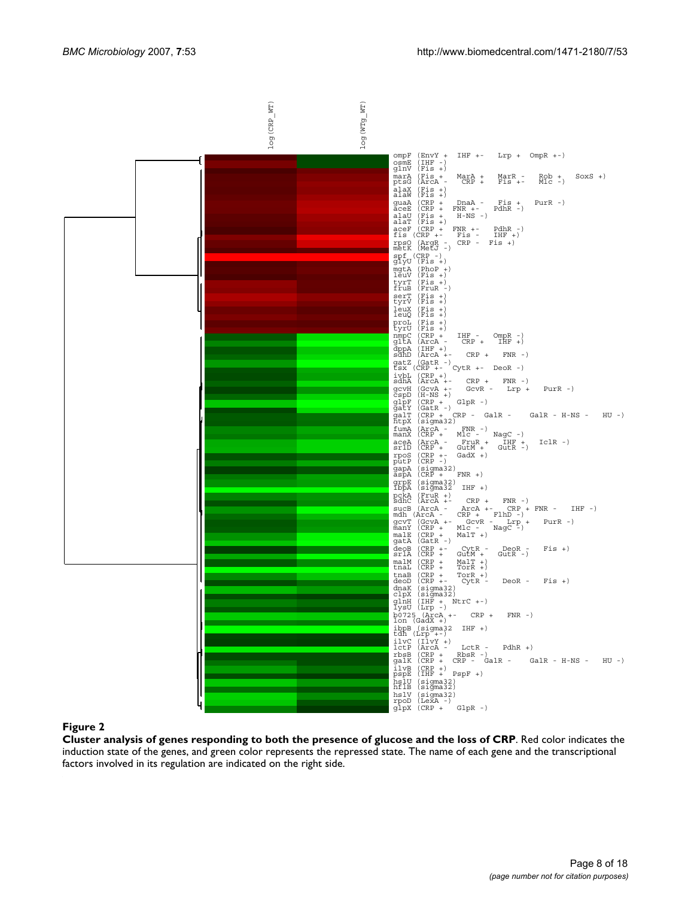**Figure 2**

**Cluster analysis of genes responding to both the presence of glucose and the loss of CRP**. Red color indicates the induction state of the genes, and green color represents the repressed state. The name of each gene and the transcriptional factors involved in its regulation are indicated on the right side.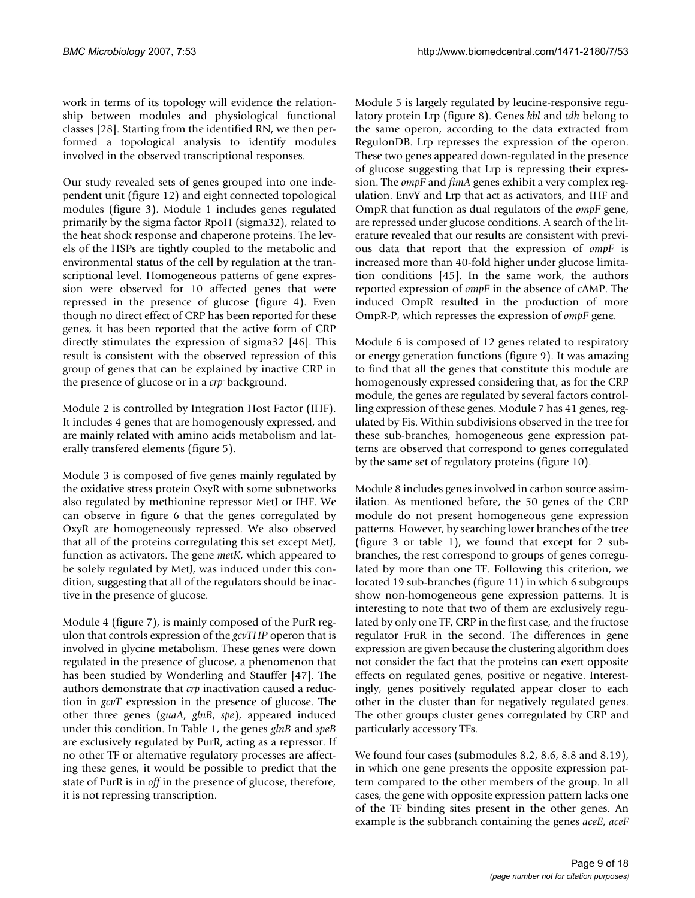work in terms of its topology will evidence the relationship between modules and physiological functional classes [28]. Starting from the identified RN, we then performed a topological analysis to identify modules involved in the observed transcriptional responses.

Our study revealed sets of genes grouped into one independent unit (figure 12) and eight connected topological modules (figure 3). Module 1 includes genes regulated primarily by the sigma factor RpoH (sigma32), related to the heat shock response and chaperone proteins. The levels of the HSPs are tightly coupled to the metabolic and environmental status of the cell by regulation at the transcriptional level. Homogeneous patterns of gene expression were observed for 10 affected genes that were repressed in the presence of glucose (figure 4). Even though no direct effect of CRP has been reported for these genes, it has been reported that the active form of CRP directly stimulates the expression of sigma32 [46]. This result is consistent with the observed repression of this group of genes that can be explained by inactive CRP in the presence of glucose or in a *crp*$^-$ background.

Module 2 is controlled by Integration Host Factor (IHF). It includes 4 genes that are homogenously expressed, and are mainly related with amino acids metabolism and laterally transfered elements (figure 5).

Module 3 is composed of five genes mainly regulated by the oxidative stress protein OxyR with some subnetworks also regulated by methionine repressor MetJ or IHF. We can observe in figure 6 that the genes corregulated by OxyR are homogeneously repressed. We also observed that all of the proteins corregulating this set except MetJ, function as activators. The gene *metK*, which appeared to be solely regulated by MetJ, was induced under this condition, suggesting that all of the regulators should be inactive in the presence of glucose.

Module 4 (figure 7), is mainly composed of the PurR regulon that controls expression of the *gcvTHP* operon that is involved in glycine metabolism. These genes were down regulated in the presence of glucose, a phenomenon that has been studied by Wonderling and Stauffer [47]. The authors demonstrate that *crp* inactivation caused a reduction in *gcvT* expression in the presence of glucose. The other three genes (*guaA*, *glnB*, *spe*), appeared induced under this condition. In Table 1, the genes *glnB* and *speB* are exclusively regulated by PurR, acting as a repressor. If no other TF or alternative regulatory processes are affecting these genes, it would be possible to predict that the state of PurR is in *off* in the presence of glucose, therefore, it is not repressing transcription.

Module 5 is largely regulated by leucine-responsive regulatory protein Lrp (figure 8). Genes *kbl* and *tdh* belong to the same operon, according to the data extracted from RegulonDB. Lrp represses the expression of the operon. These two genes appeared down-regulated in the presence of glucose suggesting that Lrp is repressing their expression. The *ompF* and *fimA* genes exhibit a very complex regulation. EnvY and Lrp that act as activators, and IHF and OmpR that function as dual regulators of the *ompF* gene, are repressed under glucose conditions. A search of the literature revealed that our results are consistent with previous data that report that the expression of *ompF* is increased more than 40-fold higher under glucose limitation conditions [45]. In the same work, the authors reported expression of *ompF* in the absence of cAMP. The induced OmpR resulted in the production of more OmpR-P, which represses the expression of *ompF* gene.

Module 6 is composed of 12 genes related to respiratory or energy generation functions (figure 9). It was amazing to find that all the genes that constitute this module are homogenously expressed considering that, as for the CRP module, the genes are regulated by several factors controlling expression of these genes. Module 7 has 41 genes, regulated by Fis. Within subdivisions observed in the tree for these sub-branches, homogeneous gene expression patterns are observed that correspond to genes corregulated by the same set of regulatory proteins (figure 10).

Module 8 includes genes involved in carbon source assimilation. As mentioned before, the 50 genes of the CRP module do not present homogeneous gene expression patterns. However, by searching lower branches of the tree (figure 3 or table 1), we found that except for 2 subbranches, the rest correspond to groups of genes corregulated by more than one TF. Following this criterion, we located 19 sub-branches (figure 11) in which 6 subgroups show non-homogeneous gene expression patterns. It is interesting to note that two of them are exclusively regulated by only one TF, CRP in the first case, and the fructose regulator FruR in the second. The differences in gene expression are given because the clustering algorithm does not consider the fact that the proteins can exert opposite effects on regulated genes, positive or negative. Interestingly, genes positively regulated appear closer to each other in the cluster than for negatively regulated genes. The other groups cluster genes corregulated by CRP and particularly accessory TFs.

We found four cases (submodules 8.2, 8.6, 8.8 and 8.19), in which one gene presents the opposite expression pattern compared to the other members of the group. In all cases, the gene with opposite expression pattern lacks one of the TF binding sites present in the other genes. An example is the subbranch containing the genes *aceE*, *aceF*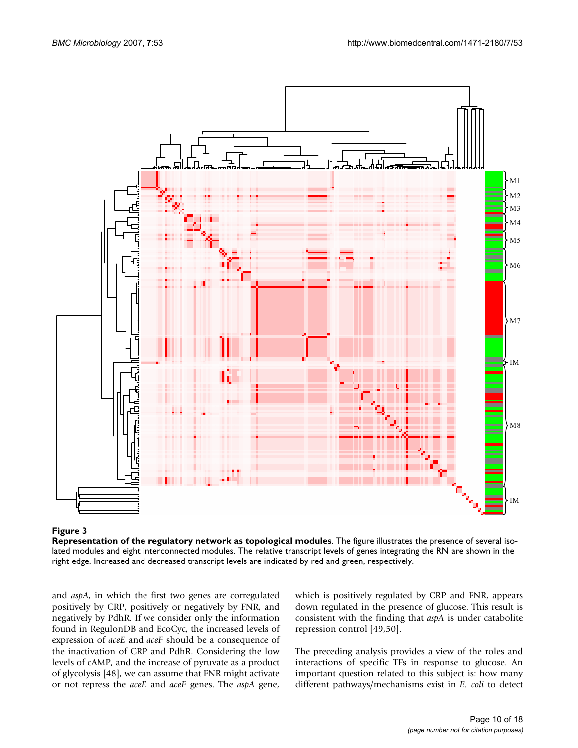**Figure 3**

**Representation of the regulatory network as topological modules**. The figure illustrates the presence of several isolated modules and eight interconnected modules. The relative transcript levels of genes integrating the RN are shown in the right edge. Increased and decreased transcript levels are indicated by red and green, respectively.

and *aspA*, in which the first two genes are corregulated positively by CRP, positively or negatively by FNR, and negatively by PdhR. If we consider only the information found in RegulonDB and EcoCyc, the increased levels of expression of *aceE* and *aceF* should be a consequence of the inactivation of CRP and PdhR. Considering the low levels of cAMP, and the increase of pyruvate as a product of glycolysis [48], we can assume that FNR might activate or not repress the *aceE* and *aceF* genes. The *aspA* gene, which is positively regulated by CRP and FNR, appears down regulated in the presence of glucose. This result is consistent with the finding that *aspA* is under catabolite repression control [49,50].

The preceding analysis provides a view of the roles and interactions of specific TFs in response to glucose. An important question related to this subject is: how many different pathways/mechanisms exist in *E. coli* to detect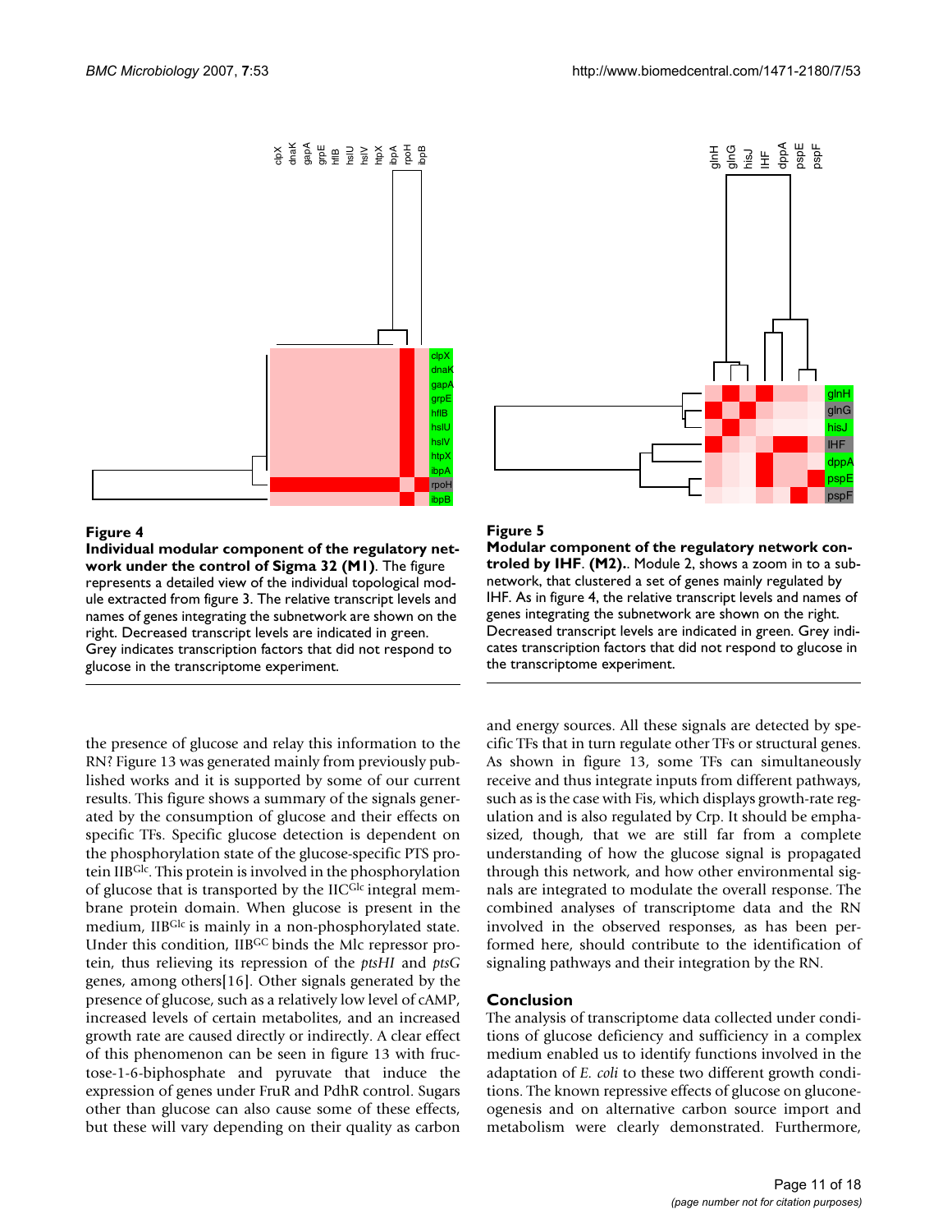**Figure 4**

**Individual modular component of the regulatory network under the control of Sigma 32 (M1)**. The figure represents a detailed view of the individual topological module extracted from figure 3. The relative transcript levels and names of genes integrating the subnetwork are shown on the right. Decreased transcript levels are indicated in green. Grey indicates transcription factors that did not respond to glucose in the transcriptome experiment.

**Figure 5**

**Modular component of the regulatory network controled by IHF**. **(M2).**. Module 2, shows a zoom in to a subnetwork, that clustered a set of genes mainly regulated by IHF. As in figure 4, the relative transcript levels and names of genes integrating the subnetwork are shown on the right. Decreased transcript levels are indicated in green. Grey indicates transcription factors that did not respond to glucose in the transcriptome experiment.

the presence of glucose and relay this information to the RN? Figure 13 was generated mainly from previously published works and it is supported by some of our current results. This figure shows a summary of the signals generated by the consumption of glucose and their effects on specific TFs. Specific glucose detection is dependent on the phosphorylation state of the glucose-specific PTS protein IIB$^{Glc}$. This protein is involved in the phosphorylation of glucose that is transported by the IIC$^{Glc}$ integral membrane protein domain. When glucose is present in the medium, IIB$^{Glc}$ is mainly in a non-phosphorylated state. Under this condition, IIB$^{GC}$ binds the Mlc repressor protein, thus relieving its repression of the *ptsHI* and *ptsG* genes, among others[16]. Other signals generated by the presence of glucose, such as a relatively low level of cAMP, increased levels of certain metabolites, and an increased growth rate are caused directly or indirectly. A clear effect of this phenomenon can be seen in figure 13 with fructose-1-6-biphosphate and pyruvate that induce the expression of genes under FruR and PdhR control. Sugars other than glucose can also cause some of these effects, but these will vary depending on their quality as carbon and energy sources. All these signals are detected by specific TFs that in turn regulate other TFs or structural genes. As shown in figure 13, some TFs can simultaneously receive and thus integrate inputs from different pathways, such as is the case with Fis, which displays growth-rate regulation and is also regulated by Crp. It should be emphasized, though, that we are still far from a complete understanding of how the glucose signal is propagated through this network, and how other environmental signals are integrated to modulate the overall response. The combined analyses of transcriptome data and the RN involved in the observed responses, as has been performed here, should contribute to the identification of signaling pathways and their integration by the RN.

## Conclusion

The analysis of transcriptome data collected under conditions of glucose deficiency and sufficiency in a complex medium enabled us to identify functions involved in the adaptation of *E. coli* to these two different growth conditions. The known repressive effects of glucose on gluconeogenesis and on alternative carbon source import and metabolism were clearly demonstrated. Furthermore,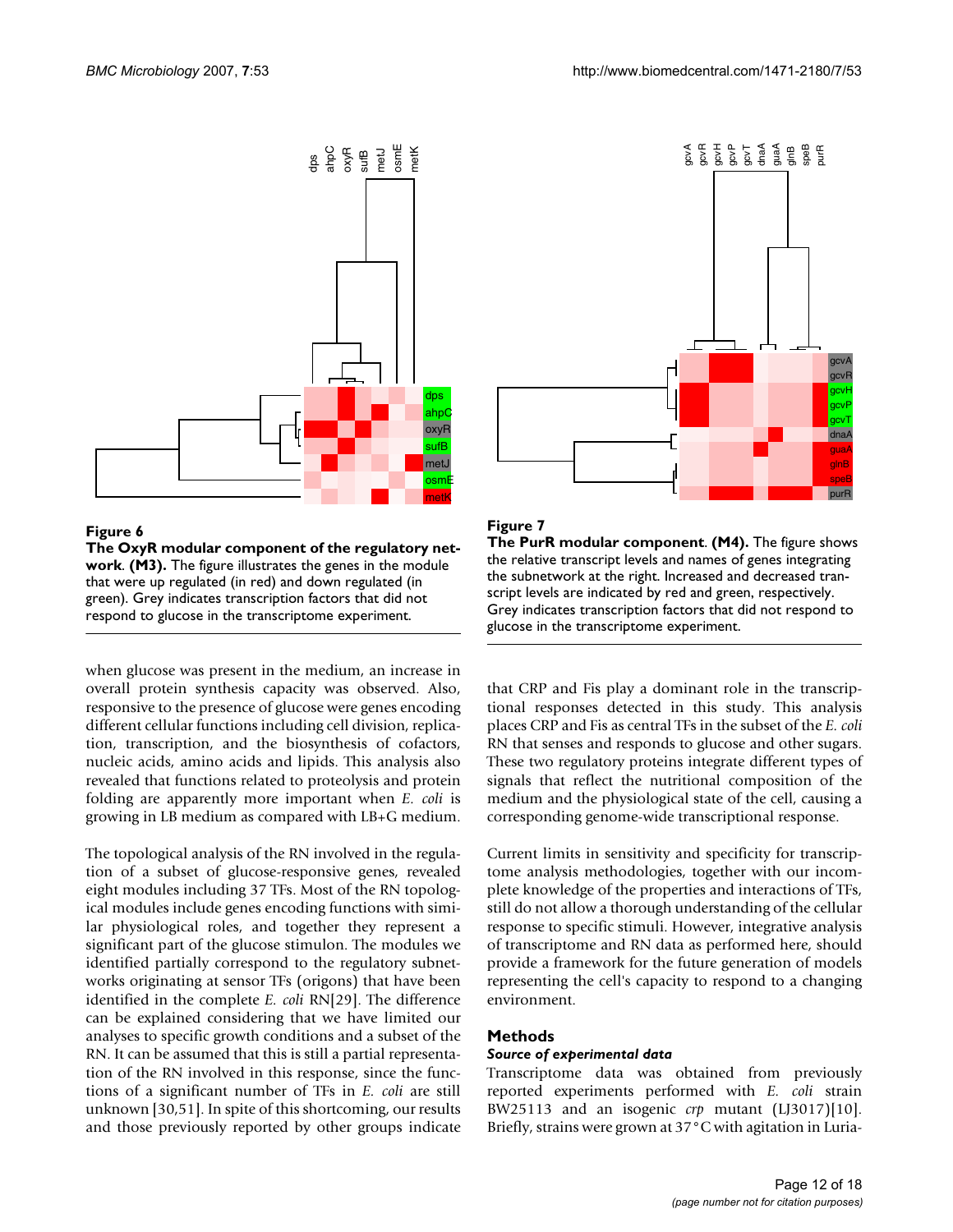**Figure 6**

**The OxyR modular component of the regulatory network. (M3).** The figure illustrates the genes in the module that were up regulated (in red) and down regulated (in green). Grey indicates transcription factors that did not respond to glucose in the transcriptome experiment.

**Figure 7**

**The PurR modular component. (M4).** The figure shows the relative transcript levels and names of genes integrating the subnetwork at the right. Increased and decreased transcript levels are indicated by red and green, respectively. Grey indicates transcription factors that did not respond to glucose in the transcriptome experiment.

when glucose was present in the medium, an increase in overall protein synthesis capacity was observed. Also, responsive to the presence of glucose were genes encoding different cellular functions including cell division, replication, transcription, and the biosynthesis of cofactors, nucleic acids, amino acids and lipids. This analysis also revealed that functions related to proteolysis and protein folding are apparently more important when *E. coli* is growing in LB medium as compared with LB+G medium.

The topological analysis of the RN involved in the regulation of a subset of glucose-responsive genes, revealed eight modules including 37 TFs. Most of the RN topological modules include genes encoding functions with similar physiological roles, and together they represent a significant part of the glucose stimulon. The modules we identified partially correspond to the regulatory subnetworks originating at sensor TFs (origons) that have been identified in the complete *E. coli* RN[29]. The difference can be explained considering that we have limited our analyses to specific growth conditions and a subset of the RN. It can be assumed that this is still a partial representation of the RN involved in this response, since the functions of a significant number of TFs in *E. coli* are still unknown [30,51]. In spite of this shortcoming, our results and those previously reported by other groups indicate that CRP and Fis play a dominant role in the transcriptional responses detected in this study. This analysis places CRP and Fis as central TFs in the subset of the *E. coli* RN that senses and responds to glucose and other sugars. These two regulatory proteins integrate different types of signals that reflect the nutritional composition of the medium and the physiological state of the cell, causing a corresponding genome-wide transcriptional response.

Current limits in sensitivity and specificity for transcriptome analysis methodologies, together with our incomplete knowledge of the properties and interactions of TFs, still do not allow a thorough understanding of the cellular response to specific stimuli. However, integrative analysis of transcriptome and RN data as performed here, should provide a framework for the future generation of models representing the cell's capacity to respond to a changing environment.

## Methods

### *Source of experimental data*

Transcriptome data was obtained from previously reported experiments performed with *E. coli* strain BW25113 and an isogenic *crp* mutant (LJ3017)[10]. Briefly, strains were grown at 37°C with agitation in Luria-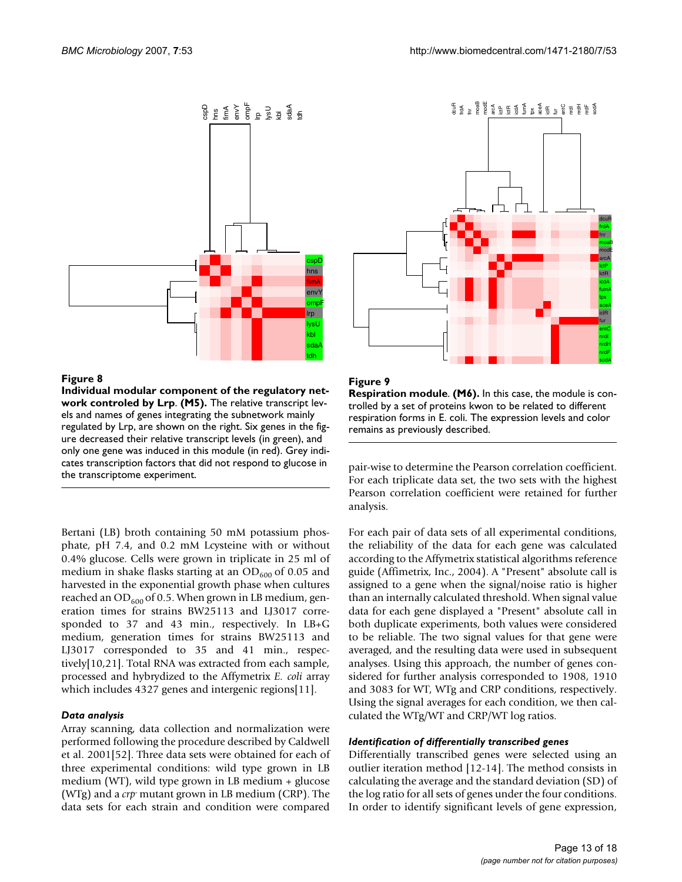**Figure 8**

**Individual modular component of the regulatory network controled by Lrp. (M5).** The relative transcript levels and names of genes integrating the subnetwork mainly regulated by Lrp, are shown on the right. Six genes in the figure decreased their relative transcript levels (in green), and only one gene was induced in this module (in red). Grey indicates transcription factors that did not respond to glucose in the transcriptome experiment.

**Figure 9**

**Respiration module. (M6).** In this case, the module is controlled by a set of proteins kwon to be related to different respiration forms in E. coli. The expression levels and color remains as previously described.

Bertani (LB) broth containing 50 mM potassium phosphate, pH 7.4, and 0.2 mM Lcysteine with or without 0.4% glucose. Cells were grown in triplicate in 25 ml of medium in shake flasks starting at an $OD_{600}$ of 0.05 and harvested in the exponential growth phase when cultures reached an $OD_{600}$ of 0.5. When grown in LB medium, generation times for strains BW25113 and LJ3017 corresponded to 37 and 43 min., respectively. In LB+G medium, generation times for strains BW25113 and LJ3017 corresponded to 35 and 41 min., respectively[10,21]. Total RNA was extracted from each sample, processed and hybrydized to the Affymetrix *E. coli* array which includes 4327 genes and intergenic regions[11].

### *Data analysis*

Array scanning, data collection and normalization were performed following the procedure described by Caldwell et al. 2001[52]. Three data sets were obtained for each of three experimental conditions: wild type grown in LB medium (WT), wild type grown in LB medium + glucose (WTg) and a *crp*⁻ mutant grown in LB medium (CRP). The data sets for each strain and condition were compared pair-wise to determine the Pearson correlation coefficient. For each triplicate data set, the two sets with the highest Pearson correlation coefficient were retained for further analysis.

For each pair of data sets of all experimental conditions, the reliability of the data for each gene was calculated according to the Affymetrix statistical algorithms reference guide (Affimetrix, Inc., 2004). A "Present" absolute call is assigned to a gene when the signal/noise ratio is higher than an internally calculated threshold. When signal value data for each gene displayed a "Present" absolute call in both duplicate experiments, both values were considered to be reliable. The two signal values for that gene were averaged, and the resulting data were used in subsequent analyses. Using this approach, the number of genes considered for further analysis corresponded to 1908, 1910 and 3083 for WT, WTg and CRP conditions, respectively. Using the signal averages for each condition, we then calculated the WTg/WT and CRP/WT log ratios.

### *Identification of differentially transcribed genes*

Differentially transcribed genes were selected using an outlier iteration method [12-14]. The method consists in calculating the average and the standard deviation (SD) of the log ratio for all sets of genes under the four conditions. In order to identify significant levels of gene expression,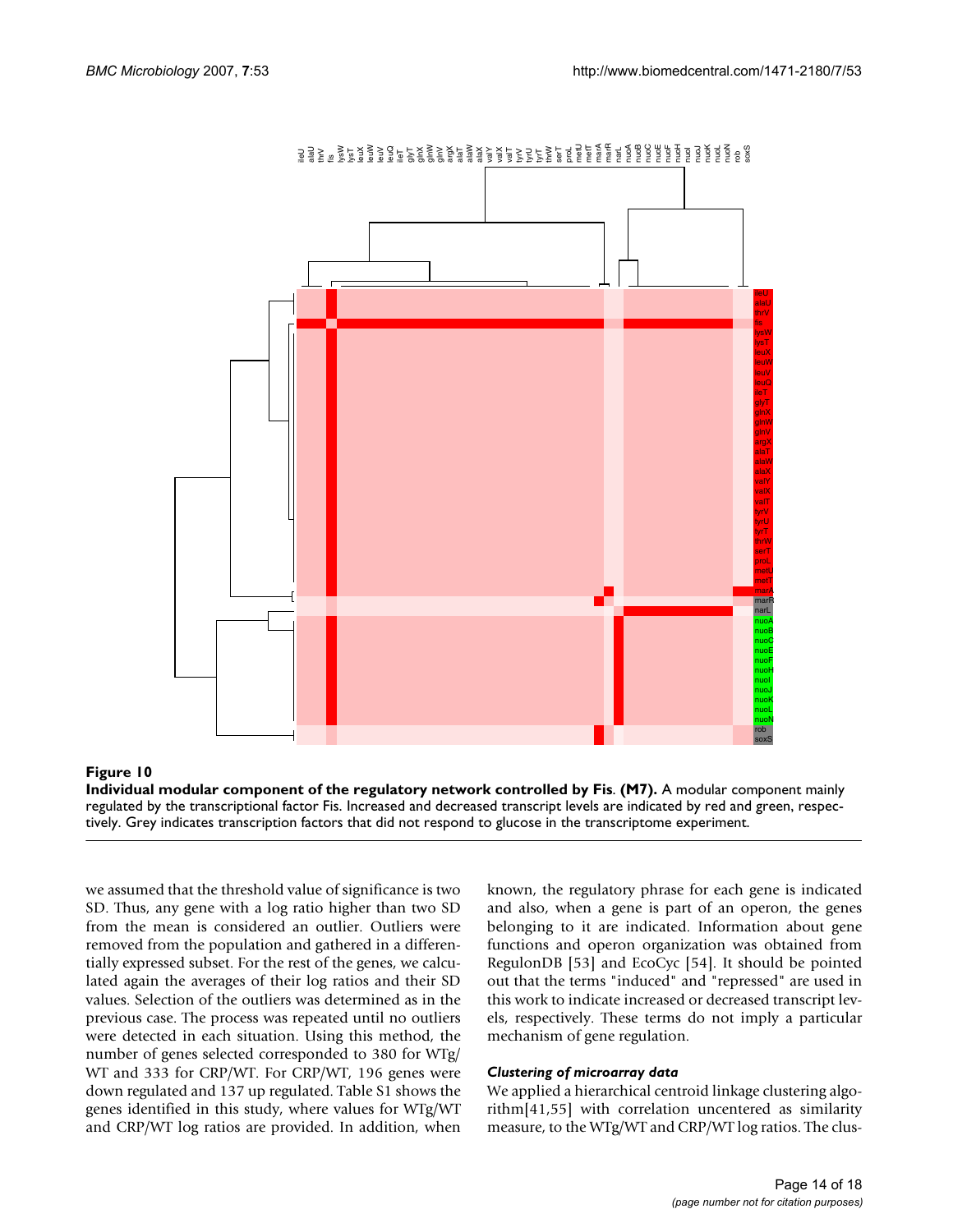**Figure 10**

**Individual modular component of the regulatory network controlled by Fis. (M7).** A modular component mainly regulated by the transcriptional factor Fis. Increased and decreased transcript levels are indicated by red and green, respectively. Grey indicates transcription factors that did not respond to glucose in the transcriptome experiment.

we assumed that the threshold value of significance is two SD. Thus, any gene with a log ratio higher than two SD from the mean is considered an outlier. Outliers were removed from the population and gathered in a differentially expressed subset. For the rest of the genes, we calculated again the averages of their log ratios and their SD values. Selection of the outliers was determined as in the previous case. The process was repeated until no outliers were detected in each situation. Using this method, the number of genes selected corresponded to 380 for WTg/WT and 333 for CRP/WT. For CRP/WT, 196 genes were down regulated and 137 up regulated. Table S1 shows the genes identified in this study, where values for WTg/WT and CRP/WT log ratios are provided. In addition, when known, the regulatory phrase for each gene is indicated and also, when a gene is part of an operon, the genes belonging to it are indicated. Information about gene functions and operon organization was obtained from RegulonDB [53] and EcoCyc [54]. It should be pointed out that the terms "induced" and "repressed" are used in this work to indicate increased or decreased transcript levels, respectively. These terms do not imply a particular mechanism of gene regulation.

### *Clustering of microarray data*

We applied a hierarchical centroid linkage clustering algorithm[41,55] with correlation uncentered as similarity measure, to the WTg/WT and CRP/WT log ratios. The clus-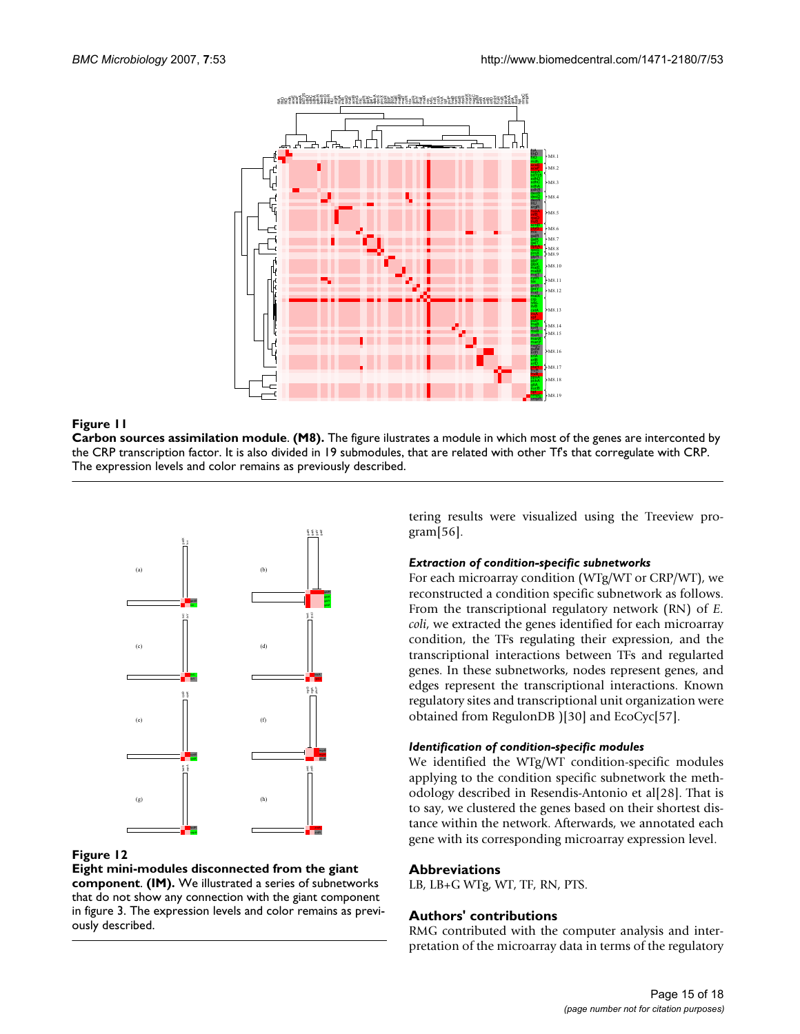**Figure 11**

**Carbon sources assimilation module**. **(M8).** The figure ilustrates a module in which most of the genes are interconted by the CRP transcription factor. It is also divided in 19 submodules, that are related with other Tf's that corregulate with CRP. The expression levels and color remains as previously described.

**Figure 12**

**Eight mini-modules disconnected from the giant component**. **(IM).** We illustrated a series of subnetworks that do not show any connection with the giant component in figure 3. The expression levels and color remains as previously described.

tering results were visualized using the Treeview program[56].

#### *Extraction of condition-specific subnetworks*

For each microarray condition (WTg/WT or CRP/WT), we reconstructed a condition specific subnetwork as follows. From the transcriptional regulatory network (RN) of *E. coli*, we extracted the genes identified for each microarray condition, the TFs regulating their expression, and the transcriptional interactions between TFs and regularted genes. In these subnetworks, nodes represent genes, and edges represent the transcriptional interactions. Known regulatory sites and transcriptional unit organization were obtained from RegulonDB )[30] and EcoCyc[57].

#### *Identification of condition-specific modules*

We identified the WTg/WT condition-specific modules applying to the condition specific subnetwork the methodology described in Resendis-Antonio et al[28]. That is to say, we clustered the genes based on their shortest distance within the network. Afterwards, we annotated each gene with its corresponding microarray expression level.

## Abbreviations

LB, LB+G WTg, WT, TF, RN, PTS.

## Authors' contributions

RMG contributed with the computer analysis and interpretation of the microarray data in terms of the regulatory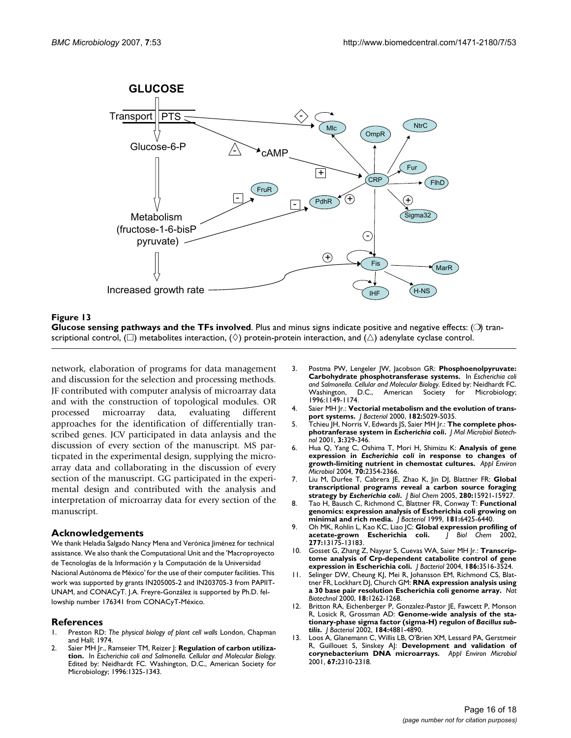**Figure 13**

**Glucose sensing pathways and the TFs involved**. Plus and minus signs indicate positive and negative effects: (❍) transcriptional control, (□) metabolites interaction, (◊) protein-protein interaction, and (△) adenylate cyclase control.

network, elaboration of programs for data management and discussion for the selection and processing methods. JF contributed with computer analysis of microarray data and with the construction of topological modules. OR processed microarray data, evaluating different approaches for the identification of differentially transcribed genes. JCV participated in data anlaysis and the discussion of every section of the manuscript. MS particpated in the experimental design, supplying the microarray data and collaborating in the discussion of every section of the manuscript. GG participated in the experimental design and contributed with the analysis and interpretation of microarray data for every section of the manuscript.

## Acknowledgements

We thank Heladia Salgado Nancy Mena and Verónica Jiménez for technical assistance. We also thank the Computational Unit and the 'Macroproyecto de Tecnologías de la Información y la Computación de la Universidad Nacional Autónoma de México' for the use of their computer facilities. This work was supported by grants IN205005-2 and IN203705-3 from PAPIIT-UNAM, and CONACyT. J.A. Freyre-González is supported by Ph.D. fellowship number 176341 from CONACyT-México.

## References

1. Preston RD: *The physical biology of plant cell walls* London, Chapman and Hall; 1974.
2. Saier MH Jr., Ramseier TM, Reizer J: **Regulation of carbon utilization.** In *Escherichia coli and Salmonella. Cellular and Molecular Biology.* Edited by: Neidhardt FC. Washington, D.C., American Society for Microbiology; 1996:1325-1343.
3. Postma PW, Lengeler JW, Jacobson GR: **Phosphoenolpyruvate: Carbohydrate phosphotransferase systems.** In *Escherichia coli and Salmonella. Cellular and Molecular Biology.* Edited by: Neidhardt FC. Washington, D.C., American Society for Microbiology; 1996:1149-1174.
4. Saier MH Jr.: **Vectorial metabolism and the evolution of transport systems.** *J Bacteriol* 2000, **182:**5029-5035.
5. Tchieu JH, Norris V, Edwards JS, Saier MH Jr.: **The complete phosphotranferase system in *Escherichia coli*.** *J Mol Microbiol Biotechnol* 2001, **3:**329-346.
6. Hua Q, Yang C, Oshima T, Mori H, Shimizu K: **Analysis of gene expression in *Escherichia coli* in response to changes of growth-limiting nutrient in chemostat cultures.** *Appl Environ Microbiol* 2004, **70:**2354-2366.
7. Liu M, Durfee T, Cabrera JE, Zhao K, Jin DJ, Blattner FR: **Global transcriptional programs reveal a carbon source foraging strategy by *Escherichia coli*.** *J Biol Chem* 2005, **280:**15921-15927.
8. Tao H, Bausch C, Richmond C, Blattner FR, Conway T: **Functional genomics: expression analysis of Escherichia coli growing on minimal and rich media.** *J Bacteriol* 1999, **181:**6425-6440.
9. Oh MK, Rohlin L, Kao KC, Liao JC: **Global expression profiling of acetate-grown Escherichia coli.** *J Biol Chem* 2002, **277:**13175-13183.
10. Gosset G, Zhang Z, Nayyar S, Cuevas WA, Saier MH Jr.: **Transcriptome analysis of Crp-dependent catabolite control of gene expression in Escherichia coli.** *J Bacteriol* 2004, **186:**3516-3524.
11. Selinger DW, Cheung KJ, Mei R, Johansson EM, Richmond CS, Blattner FR, Lockhart DJ, Church GM: **RNA expression analysis using a 30 base pair resolution Escherichia coli genome array.** *Nat Biotechnol* 2000, **18:**1262-1268.
12. Britton RA, Eichenberger P, Gonzalez-Pastor JE, Fawcett P, Monson R, Losick R, Grossman AD: **Genome-wide analysis of the stationary-phase sigma factor (sigma-H) regulon of *Bacillus subtilis*.** *J Bacteriol* 2002, **184:**4881-4890.
13. Loos A, Glanemann C, Willis LB, O'Brien XM, Lessard PA, Gerstmeir R, Guillouet S, Sinskey AJ: **Development and validation of corynebacterium DNA microarrays.** *Appl Environ Microbiol* 2001, **67:**2310-2318.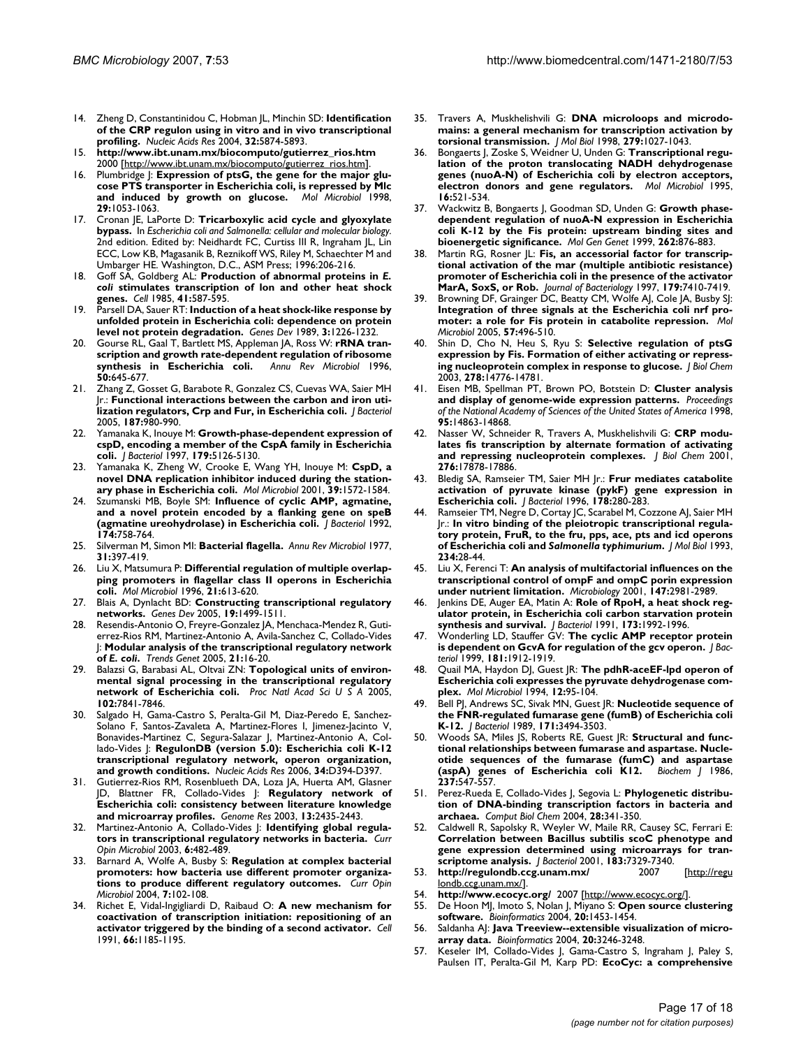14. Zheng D, Constantinidou C, Hobman JL, Minchin SD: **Identification of the CRP regulon using in vitro and in vivo transcriptional profiling.** *Nucleic Acids Res* 2004, **32:**5874-5893.
15. **http://www.ibt.unam.mx/biocomputo/gutierrez_rios.htm** 2000 [http://www.ibt.unam.mx/biocomputo/gutierrez_rios.htm].
16. Plumbridge J: **Expression of ptsG, the gene for the major glucose PTS transporter in Escherichia coli, is repressed by Mlc and induced by growth on glucose.** *Mol Microbiol* 1998, **29:**1053-1063.
17. Cronan JE, LaPorte D: **Tricarboxylic acid cycle and glyoxylate bypass.** In *Escherichia coli and Salmonella: cellular and molecular biology.* 2nd edition. Edited by: Neidhardt FC, Curtiss III R, Ingraham JL, Lin ECC, Low KB, Magasanik B, Reznikoff WS, Riley M, Schaechter M and Umbarger HE. Washington, D.C., ASM Press; 1996:206-216.
18. Goff SA, Goldberg AL: **Production of abnormal proteins in *E. coli* stimulates transcription of lon and other heat shock genes.** *Cell* 1985, **41:**587-595.
19. Parsell DA, Sauer RT: **Induction of a heat shock-like response by unfolded protein in Escherichia coli: dependence on protein level not protein degradation.** *Genes Dev* 1989, **3:**1226-1232.
20. Gourse RL, Gaal T, Bartlett MS, Appleman JA, Ross W: **rRNA transcription and growth rate-dependent regulation of ribosome synthesis in Escherichia coli.** *Annu Rev Microbiol* 1996, **50:**645-677.
21. Zhang Z, Gosset G, Barabote R, Gonzalez CS, Cuevas WA, Saier MH Jr.: **Functional interactions between the carbon and iron utilization regulators, Crp and Fur, in Escherichia coli.** *J Bacteriol* 2005, **187:**980-990.
22. Yamanaka K, Inouye M: **Growth-phase-dependent expression of cspD, encoding a member of the CspA family in Escherichia coli.** *J Bacteriol* 1997, **179:**5126-5130.
23. Yamanaka K, Zheng W, Crooke E, Wang YH, Inouye M: **CspD, a novel DNA replication inhibitor induced during the stationary phase in Escherichia coli.** *Mol Microbiol* 2001, **39:**1572-1584.
24. Szumanski MB, Boyle SM: **Influence of cyclic AMP, agmatine, and a novel protein encoded by a flanking gene on speB (agmatine ureohydrolase) in Escherichia coli.** *J Bacteriol* 1992, **174:**758-764.
25. Silverman M, Simon MI: **Bacterial flagella.** *Annu Rev Microbiol* 1977, **31:**397-419.
26. Liu X, Matsumura P: **Differential regulation of multiple overlapping promoters in flagellar class II operons in Escherichia coli.** *Mol Microbiol* 1996, **21:**613-620.
27. Blais A, Dynlacht BD: **Constructing transcriptional regulatory networks.** *Genes Dev* 2005, **19:**1499-1511.
28. Resendis-Antonio O, Freyre-Gonzalez JA, Menchaca-Mendez R, Gutierrez-Rios RM, Martinez-Antonio A, Avila-Sanchez C, Collado-Vides J: **Modular analysis of the transcriptional regulatory network of *E. coli*.** *Trends Genet* 2005, **21:**16-20.
29. Balazsi G, Barabasi AL, Oltvai ZN: **Topological units of environmental signal processing in the transcriptional regulatory network of Escherichia coli.** *Proc Natl Acad Sci U S A* 2005, **102:**7841-7846.
30. Salgado H, Gama-Castro S, Peralta-Gil M, Diaz-Peredo E, Sanchez-Solano F, Santos-Zavaleta A, Martinez-Flores I, Jimenez-Jacinto V, Bonavides-Martinez C, Segura-Salazar J, Martinez-Antonio A, Collado-Vides J: **RegulonDB (version 5.0): Escherichia coli K-12 transcriptional regulatory network, operon organization, and growth conditions.** *Nucleic Acids Res* 2006, **34:**D394-D397.
31. Gutierrez-Rios RM, Rosenblueth DA, Loza JA, Huerta AM, Glasner JD, Blattner FR, Collado-Vides J: **Regulatory network of Escherichia coli: consistency between literature knowledge and microarray profiles.** *Genome Res* 2003, **13:**2435-2443.
32. Martinez-Antonio A, Collado-Vides J: **Identifying global regulators in transcriptional regulatory networks in bacteria.** *Curr Opin Microbiol* 2003, **6:**482-489.
33. Barnard A, Wolfe A, Busby S: **Regulation at complex bacterial promoters: how bacteria use different promoter organizations to produce different regulatory outcomes.** *Curr Opin Microbiol* 2004, **7:**102-108.
34. Richet E, Vidal-Ingigliardi D, Raibaud O: **A new mechanism for coactivation of transcription initiation: repositioning of an activator triggered by the binding of a second activator.** *Cell* 1991, **66:**1185-1195.
35. Travers A, Muskhelishvili G: **DNA microloops and microdomains: a general mechanism for transcription activation by torsional transmission.** *J Mol Biol* 1998, **279:**1027-1043.
36. Bongaerts J, Zoske S, Weidner U, Unden G: **Transcriptional regulation of the proton translocating NADH dehydrogenase genes (nuoA-N) of Escherichia coli by electron acceptors, electron donors and gene regulators.** *Mol Microbiol* 1995, **16:**521-534.
37. Wackwitz B, Bongaerts J, Goodman SD, Unden G: **Growth phase-dependent regulation of nuoA-N expression in Escherichia coli K-12 by the Fis protein: upstream binding sites and bioenergetic significance.** *Mol Gen Genet* 1999, **262:**876-883.
38. Martin RG, Rosner JL: **Fis, an accessorial factor for transcriptional activation of the mar (multiple antibiotic resistance) promoter of Escherichia coli in the presence of the activator MarA, SoxS, or Rob.** *Journal of Bacteriology* 1997, **179:**7410-7419.
39. Browning DF, Grainger DC, Beatty CM, Wolfe AJ, Cole JA, Busby SJ: **Integration of three signals at the Escherichia coli nrf promoter: a role for Fis protein in catabolite repression.** *Mol Microbiol* 2005, **57:**496-510.
40. Shin D, Cho N, Heu S, Ryu S: **Selective regulation of ptsG expression by Fis. Formation of either activating or repressing nucleoprotein complex in response to glucose.** *J Biol Chem* 2003, **278:**14776-14781.
41. Eisen MB, Spellman PT, Brown PO, Botstein D: **Cluster analysis and display of genome-wide expression patterns.** *Proceedings of the National Academy of Sciences of the United States of America* 1998, **95:**14863-14868.
42. Nasser W, Schneider R, Travers A, Muskhelishvili G: **CRP modulates fis transcription by alternate formation of activating and repressing nucleoprotein complexes.** *J Biol Chem* 2001, **276:**17878-17886.
43. Bledig SA, Ramseier TM, Saier MH Jr.: **Frur mediates catabolite activation of pyruvate kinase (pykF) gene expression in Escherichia coli.** *J Bacteriol* 1996, **178:**280-283.
44. Ramseier TM, Negre D, Cortay JC, Scarabel M, Cozzone AJ, Saier MH Jr.: **In vitro binding of the pleiotropic transcriptional regulatory protein, FruR, to the fru, pps, ace, pts and icd operons of Escherichia coli and *Salmonella typhimurium*.** *J Mol Biol* 1993, **234:**28-44.
45. Liu X, Ferenci T: **An analysis of multifactorial influences on the transcriptional control of ompF and ompC porin expression under nutrient limitation.** *Microbiology* 2001, **147:**2981-2989.
46. Jenkins DE, Auger EA, Matin A: **Role of RpoH, a heat shock regulator protein, in Escherichia coli carbon starvation protein synthesis and survival.** *J Bacteriol* 1991, **173:**1992-1996.
47. Wonderling LD, Stauffer GV: **The cyclic AMP receptor protein is dependent on GcvA for regulation of the gcv operon.** *J Bacteriol* 1999, **181:**1912-1919.
48. Quail MA, Haydon DJ, Guest JR: **The pdhR-aceEF-lpd operon of Escherichia coli expresses the pyruvate dehydrogenase complex.** *Mol Microbiol* 1994, **12:**95-104.
49. Bell PJ, Andrews SC, Sivak MN, Guest JR: **Nucleotide sequence of the FNR-regulated fumarase gene (fumB) of Escherichia coli K-12.** *J Bacteriol* 1989, **171:**3494-3503.
50. Woods SA, Miles JS, Roberts RE, Guest JR: **Structural and functional relationships between fumarase and aspartase. Nucleotide sequences of the fumarase (fumC) and aspartase (aspA) genes of Escherichia coli K12.** *Biochem J* 1986, **237:**547-557.
51. Perez-Rueda E, Collado-Vides J, Segovia L: **Phylogenetic distribution of DNA-binding transcription factors in bacteria and archaea.** *Comput Biol Chem* 2004, **28:**341-350.
52. Caldwell R, Sapolsky R, Weyler W, Maile RR, Causey SC, Ferrari E: **Correlation between Bacillus subtilis scoC phenotype and gene expression determined using microarrays for transcriptome analysis.** *J Bacteriol* 2001, **183:**7329-7340.
53. **http://regulondb.ccg.unam.mx/** 2007 [http://regulondb.ccg.unam.mx/].
54. **http://www.ecocyc.org/** 2007 [http://www.ecocyc.org/].
55. De Hoon MJ, Imoto S, Nolan J, Miyano S: **Open source clustering software.** *Bioinformatics* 2004, **20:**1453-1454.
56. Saldanha AJ: **Java Treeview--extensible visualization of microarray data.** *Bioinformatics* 2004, **20:**3246-3248.
57. Keseler IM, Collado-Vides J, Gama-Castro S, Ingraham J, Paley S, Paulsen IT, Peralta-Gil M, Karp PD: **EcoCyc: a comprehensive**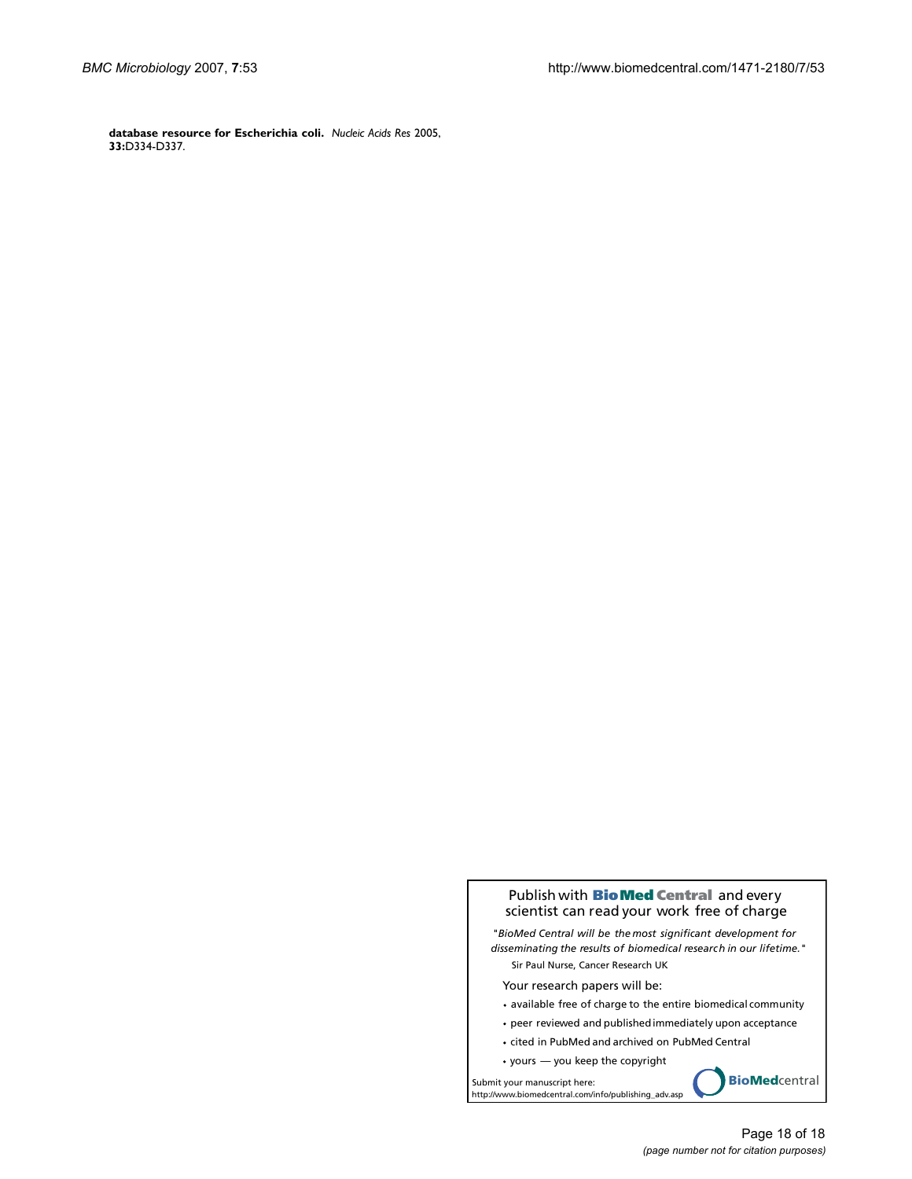**database resource for Escherichia coli.** *Nucleic Acids Res* 2005, **33:**D334-D337.

Publish with **BioMed Central** and every scientist can read your work free of charge

*"BioMed Central will be the most significant development for disseminating the results of biomedical research in our lifetime."*

Sir Paul Nurse, Cancer Research UK

Your research papers will be:

- available free of charge to the entire biomedical community
- peer reviewed and published immediately upon acceptance
- cited in PubMed and archived on PubMed Central
- yours — you keep the copyright

Submit your manuscript here:
http://www.biomedcentral.com/info/publishing_adv.asp

**BioMed**central